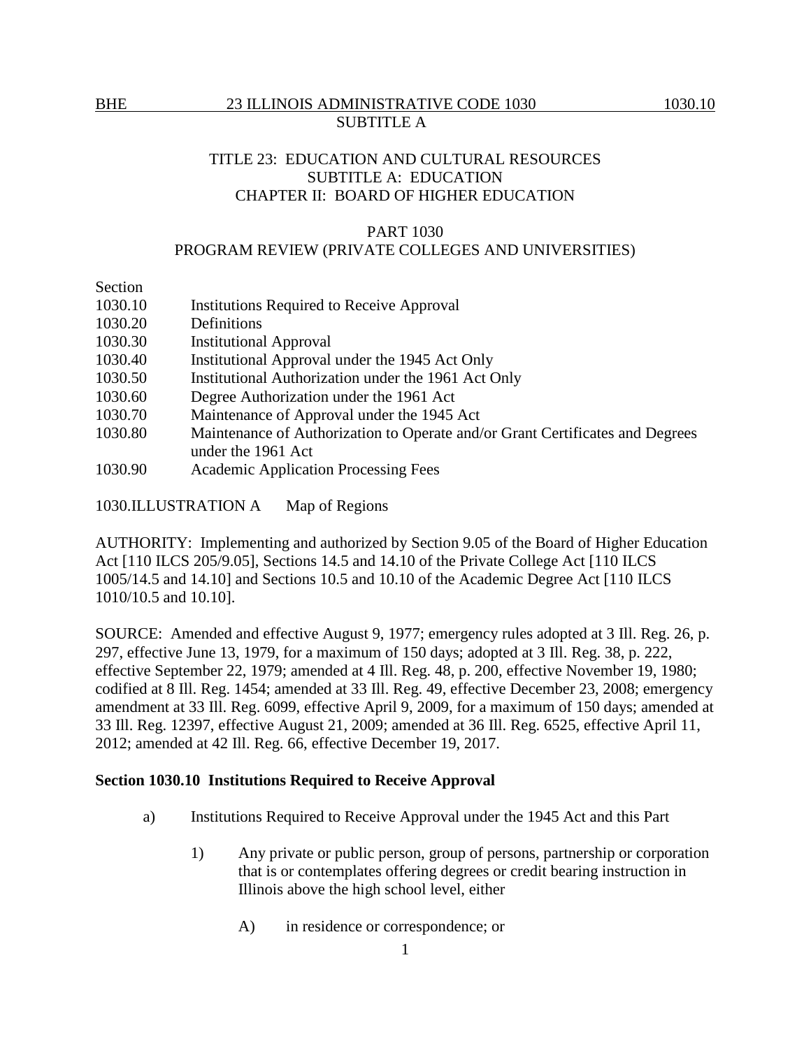TITLE 23: EDUCATION AND CULTURAL RESOURCES
SUBTITLE A: EDUCATION
CHAPTER II: BOARD OF HIGHER EDUCATION

PART 1030
PROGRAM REVIEW (PRIVATE COLLEGES AND UNIVERSITIES)

| Section | |
|---|---|
| 1030.10 | Institutions Required to Receive Approval |
| 1030.20 | Definitions |
| 1030.30 | Institutional Approval |
| 1030.40 | Institutional Approval under the 1945 Act Only |
| 1030.50 | Institutional Authorization under the 1961 Act Only |
| 1030.60 | Degree Authorization under the 1961 Act |
| 1030.70 | Maintenance of Approval under the 1945 Act |
| 1030.80 | Maintenance of Authorization to Operate and/or Grant Certificates and Degrees under the 1961 Act |
| 1030.90 | Academic Application Processing Fees |

1030.ILLUSTRATION A Map of Regions

AUTHORITY: Implementing and authorized by Section 9.05 of the Board of Higher Education Act [110 ILCS 205/9.05], Sections 14.5 and 14.10 of the Private College Act [110 ILCS 1005/14.5 and 14.10] and Sections 10.5 and 10.10 of the Academic Degree Act [110 ILCS 1010/10.5 and 10.10].

SOURCE: Amended and effective August 9, 1977; emergency rules adopted at 3 Ill. Reg. 26, p. 297, effective June 13, 1979, for a maximum of 150 days; adopted at 3 Ill. Reg. 38, p. 222, effective September 22, 1979; amended at 4 Ill. Reg. 48, p. 200, effective November 19, 1980; codified at 8 Ill. Reg. 1454; amended at 33 Ill. Reg. 49, effective December 23, 2008; emergency amendment at 33 Ill. Reg. 6099, effective April 9, 2009, for a maximum of 150 days; amended at 33 Ill. Reg. 12397, effective August 21, 2009; amended at 36 Ill. Reg. 6525, effective April 11, 2012; amended at 42 Ill. Reg. 66, effective December 19, 2017.

**Section 1030.10 Institutions Required to Receive Approval**

a) Institutions Required to Receive Approval under the 1945 Act and this Part

1) Any private or public person, group of persons, partnership or corporation that is or contemplates offering degrees or credit bearing instruction in Illinois above the high school level, either

A) in residence or correspondence; or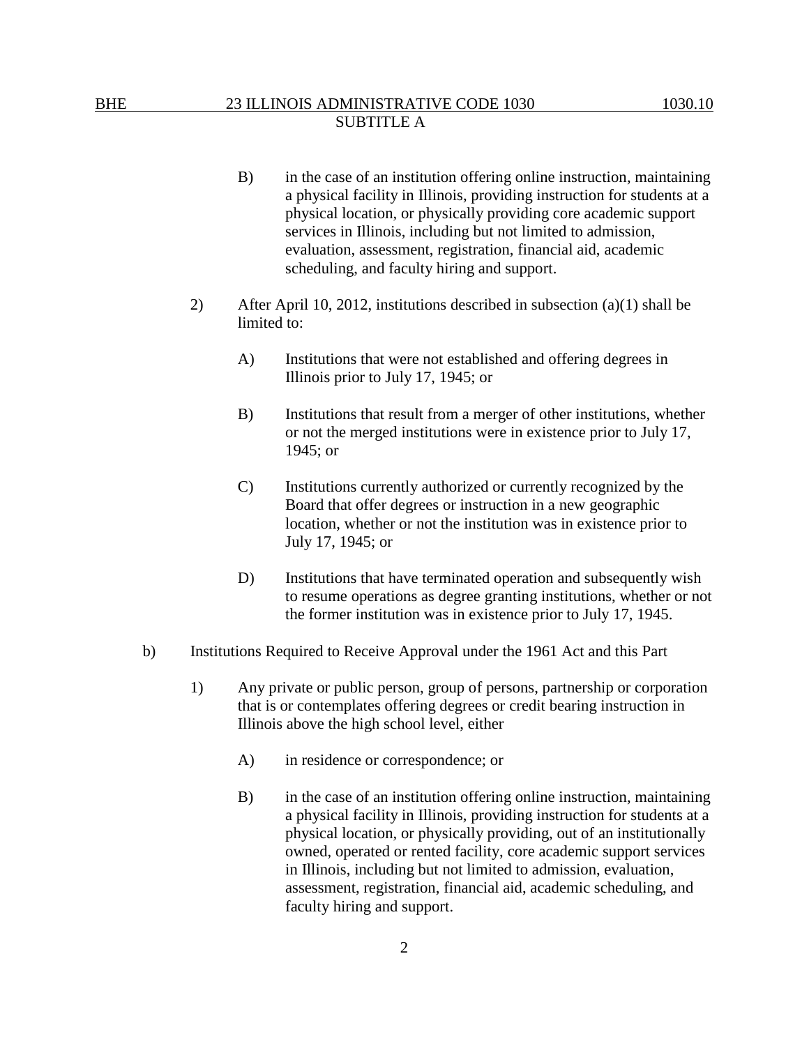B) in the case of an institution offering online instruction, maintaining a physical facility in Illinois, providing instruction for students at a physical location, or physically providing core academic support services in Illinois, including but not limited to admission, evaluation, assessment, registration, financial aid, academic scheduling, and faculty hiring and support.

2) After April 10, 2012, institutions described in subsection (a)(1) shall be limited to:

A) Institutions that were not established and offering degrees in Illinois prior to July 17, 1945; or

B) Institutions that result from a merger of other institutions, whether or not the merged institutions were in existence prior to July 17, 1945; or

C) Institutions currently authorized or currently recognized by the Board that offer degrees or instruction in a new geographic location, whether or not the institution was in existence prior to July 17, 1945; or

D) Institutions that have terminated operation and subsequently wish to resume operations as degree granting institutions, whether or not the former institution was in existence prior to July 17, 1945.

b) Institutions Required to Receive Approval under the 1961 Act and this Part

1) Any private or public person, group of persons, partnership or corporation that is or contemplates offering degrees or credit bearing instruction in Illinois above the high school level, either

A) in residence or correspondence; or

B) in the case of an institution offering online instruction, maintaining a physical facility in Illinois, providing instruction for students at a physical location, or physically providing, out of an institutionally owned, operated or rented facility, core academic support services in Illinois, including but not limited to admission, evaluation, assessment, registration, financial aid, academic scheduling, and faculty hiring and support.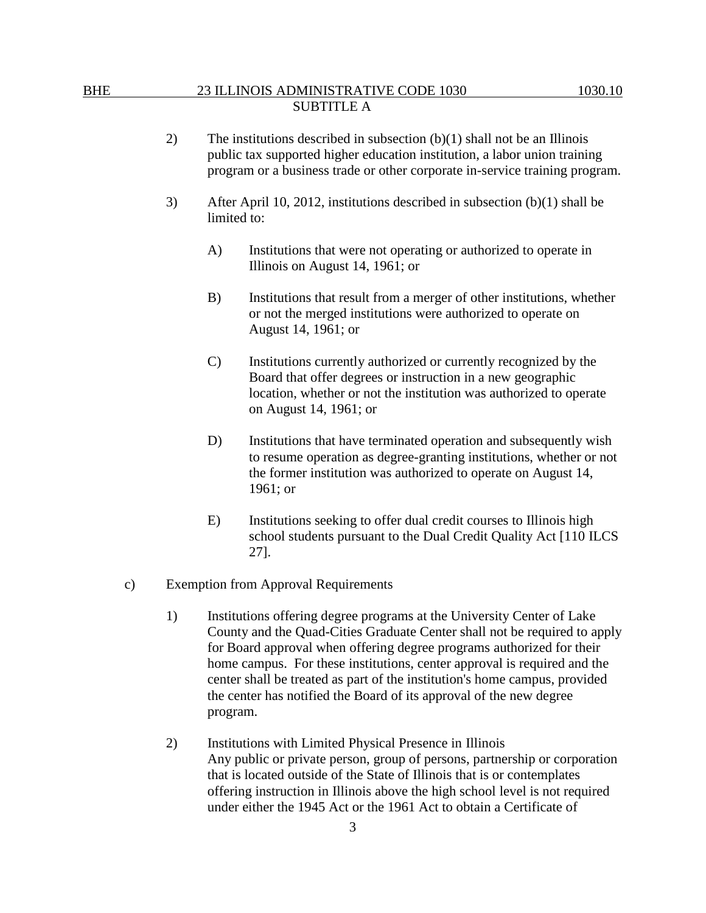2) The institutions described in subsection (b)(1) shall not be an Illinois public tax supported higher education institution, a labor union training program or a business trade or other corporate in-service training program.

3) After April 10, 2012, institutions described in subsection (b)(1) shall be limited to:

   A) Institutions that were not operating or authorized to operate in Illinois on August 14, 1961; or

   B) Institutions that result from a merger of other institutions, whether or not the merged institutions were authorized to operate on August 14, 1961; or

   C) Institutions currently authorized or currently recognized by the Board that offer degrees or instruction in a new geographic location, whether or not the institution was authorized to operate on August 14, 1961; or

   D) Institutions that have terminated operation and subsequently wish to resume operation as degree-granting institutions, whether or not the former institution was authorized to operate on August 14, 1961; or

   E) Institutions seeking to offer dual credit courses to Illinois high school students pursuant to the Dual Credit Quality Act [110 ILCS 27].

c) Exemption from Approval Requirements

1) Institutions offering degree programs at the University Center of Lake County and the Quad-Cities Graduate Center shall not be required to apply for Board approval when offering degree programs authorized for their home campus. For these institutions, center approval is required and the center shall be treated as part of the institution's home campus, provided the center has notified the Board of its approval of the new degree program.

2) Institutions with Limited Physical Presence in Illinois
Any public or private person, group of persons, partnership or corporation that is located outside of the State of Illinois that is or contemplates offering instruction in Illinois above the high school level is not required under either the 1945 Act or the 1961 Act to obtain a Certificate of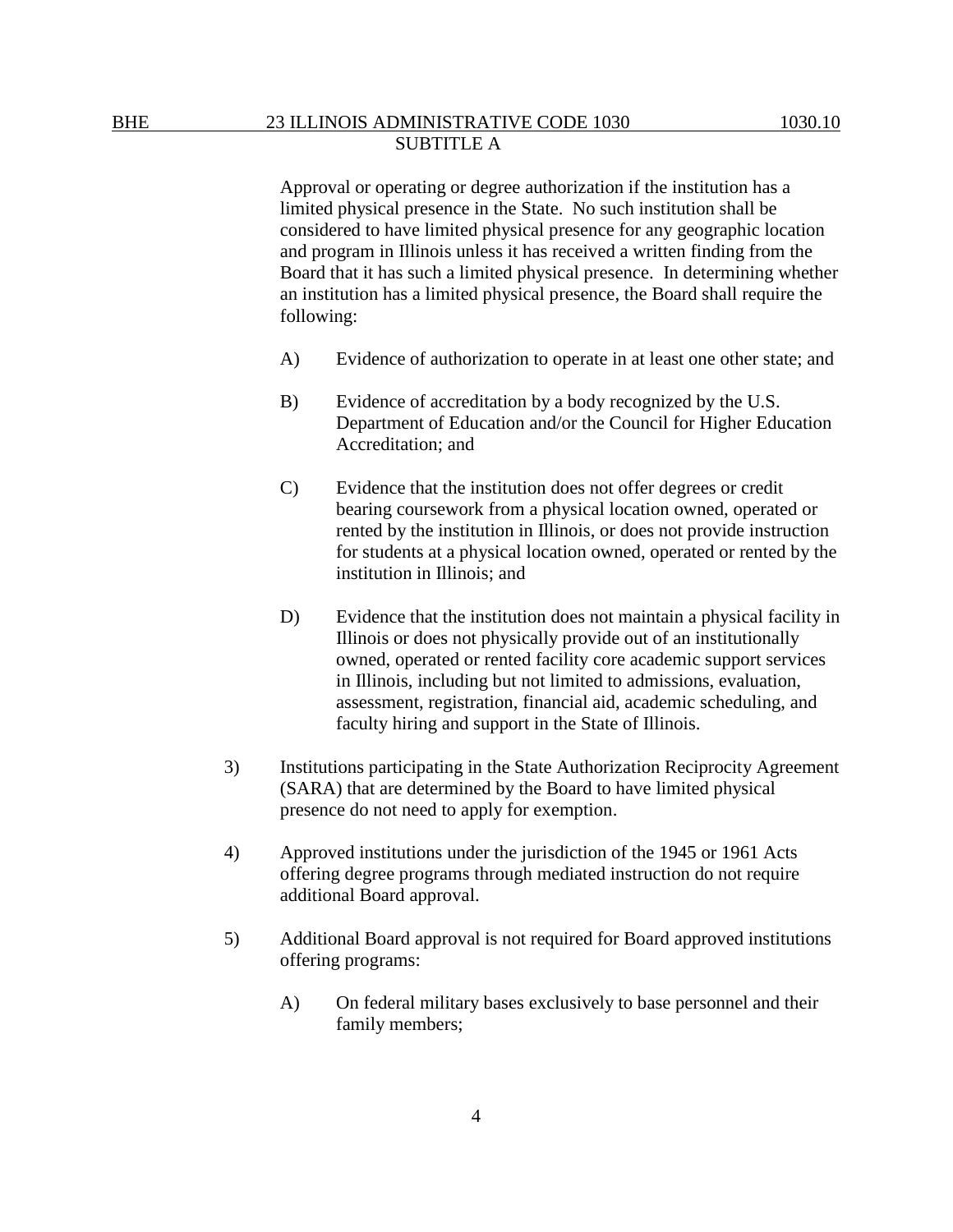Approval or operating or degree authorization if the institution has a limited physical presence in the State. No such institution shall be considered to have limited physical presence for any geographic location and program in Illinois unless it has received a written finding from the Board that it has such a limited physical presence. In determining whether an institution has a limited physical presence, the Board shall require the following:

A) Evidence of authorization to operate in at least one other state; and

B) Evidence of accreditation by a body recognized by the U.S. Department of Education and/or the Council for Higher Education Accreditation; and

C) Evidence that the institution does not offer degrees or credit bearing coursework from a physical location owned, operated or rented by the institution in Illinois, or does not provide instruction for students at a physical location owned, operated or rented by the institution in Illinois; and

D) Evidence that the institution does not maintain a physical facility in Illinois or does not physically provide out of an institutionally owned, operated or rented facility core academic support services in Illinois, including but not limited to admissions, evaluation, assessment, registration, financial aid, academic scheduling, and faculty hiring and support in the State of Illinois.

3) Institutions participating in the State Authorization Reciprocity Agreement (SARA) that are determined by the Board to have limited physical presence do not need to apply for exemption.

4) Approved institutions under the jurisdiction of the 1945 or 1961 Acts offering degree programs through mediated instruction do not require additional Board approval.

5) Additional Board approval is not required for Board approved institutions offering programs:

A) On federal military bases exclusively to base personnel and their family members;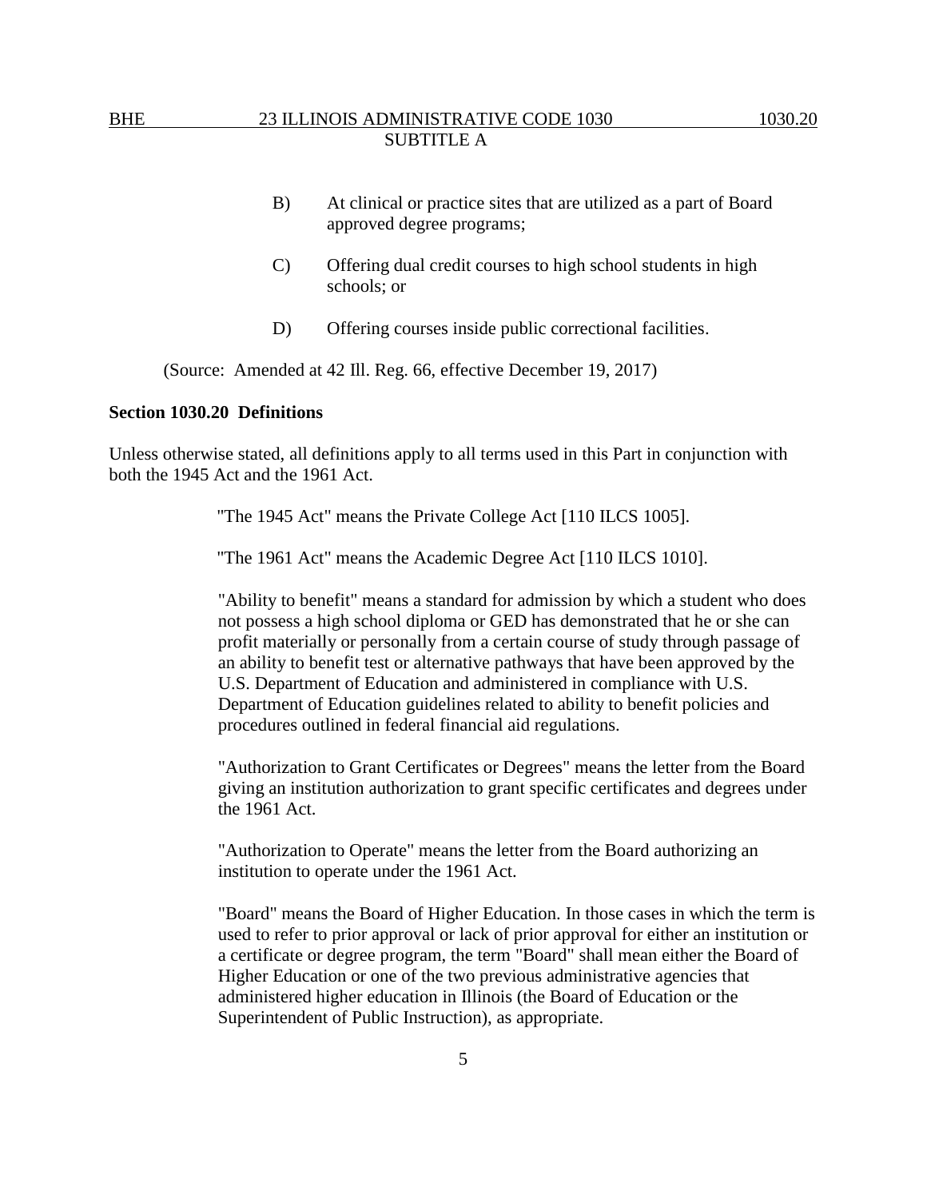B) At clinical or practice sites that are utilized as a part of Board approved degree programs;

C) Offering dual credit courses to high school students in high schools; or

D) Offering courses inside public correctional facilities.

(Source: Amended at 42 Ill. Reg. 66, effective December 19, 2017)

**Section 1030.20 Definitions**

Unless otherwise stated, all definitions apply to all terms used in this Part in conjunction with both the 1945 Act and the 1961 Act.

"The 1945 Act" means the Private College Act [110 ILCS 1005].

"The 1961 Act" means the Academic Degree Act [110 ILCS 1010].

"Ability to benefit" means a standard for admission by which a student who does not possess a high school diploma or GED has demonstrated that he or she can profit materially or personally from a certain course of study through passage of an ability to benefit test or alternative pathways that have been approved by the U.S. Department of Education and administered in compliance with U.S. Department of Education guidelines related to ability to benefit policies and procedures outlined in federal financial aid regulations.

"Authorization to Grant Certificates or Degrees" means the letter from the Board giving an institution authorization to grant specific certificates and degrees under the 1961 Act.

"Authorization to Operate" means the letter from the Board authorizing an institution to operate under the 1961 Act.

"Board" means the Board of Higher Education. In those cases in which the term is used to refer to prior approval or lack of prior approval for either an institution or a certificate or degree program, the term "Board" shall mean either the Board of Higher Education or one of the two previous administrative agencies that administered higher education in Illinois (the Board of Education or the Superintendent of Public Instruction), as appropriate.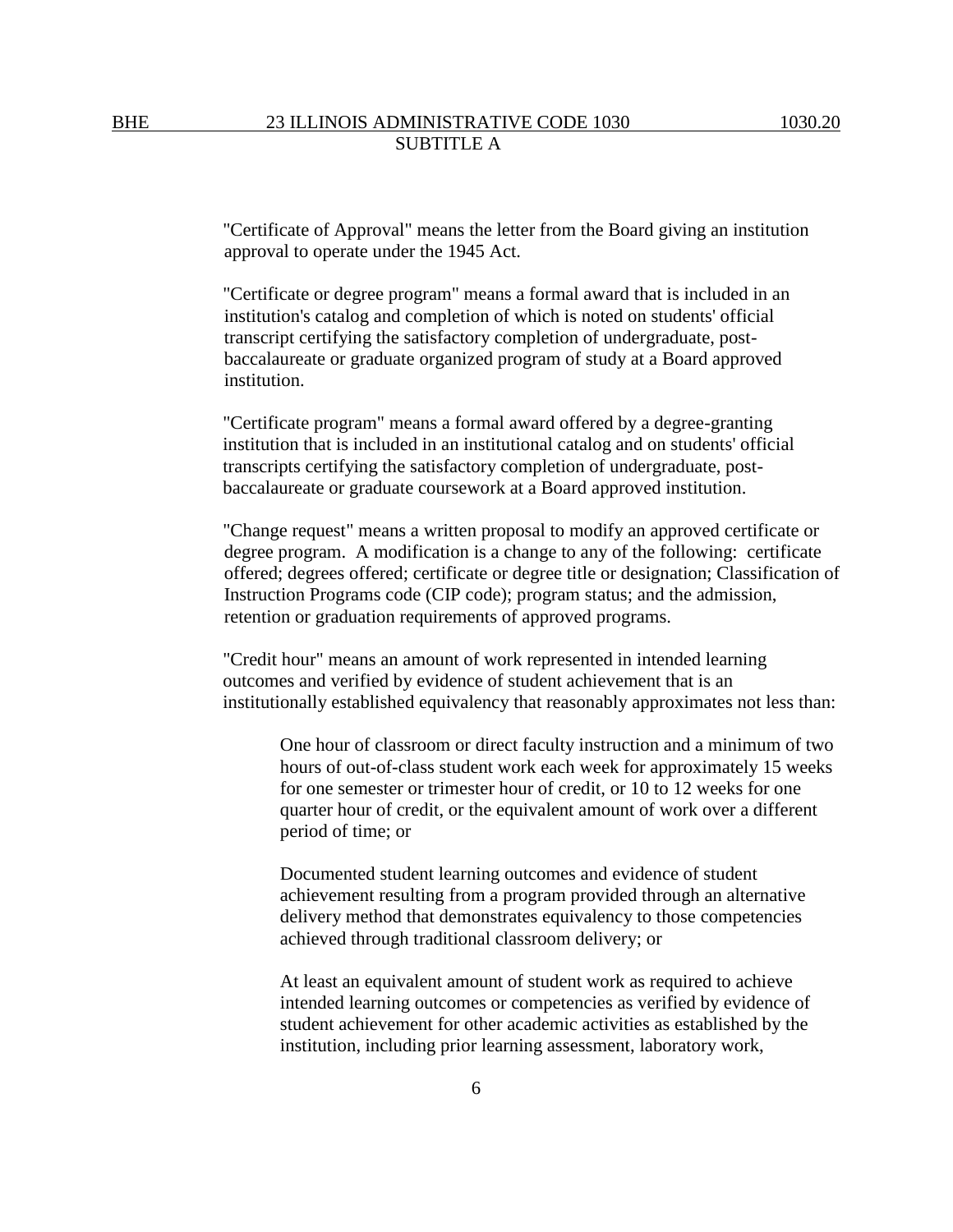"Certificate of Approval" means the letter from the Board giving an institution approval to operate under the 1945 Act.

"Certificate or degree program" means a formal award that is included in an institution's catalog and completion of which is noted on students' official transcript certifying the satisfactory completion of undergraduate, post-baccalaureate or graduate organized program of study at a Board approved institution.

"Certificate program" means a formal award offered by a degree-granting institution that is included in an institutional catalog and on students' official transcripts certifying the satisfactory completion of undergraduate, post-baccalaureate or graduate coursework at a Board approved institution.

"Change request" means a written proposal to modify an approved certificate or degree program. A modification is a change to any of the following: certificate offered; degrees offered; certificate or degree title or designation; Classification of Instruction Programs code (CIP code); program status; and the admission, retention or graduation requirements of approved programs.

"Credit hour" means an amount of work represented in intended learning outcomes and verified by evidence of student achievement that is an institutionally established equivalency that reasonably approximates not less than:

> One hour of classroom or direct faculty instruction and a minimum of two hours of out-of-class student work each week for approximately 15 weeks for one semester or trimester hour of credit, or 10 to 12 weeks for one quarter hour of credit, or the equivalent amount of work over a different period of time; or
>
> Documented student learning outcomes and evidence of student achievement resulting from a program provided through an alternative delivery method that demonstrates equivalency to those competencies achieved through traditional classroom delivery; or
>
> At least an equivalent amount of student work as required to achieve intended learning outcomes or competencies as verified by evidence of student achievement for other academic activities as established by the institution, including prior learning assessment, laboratory work,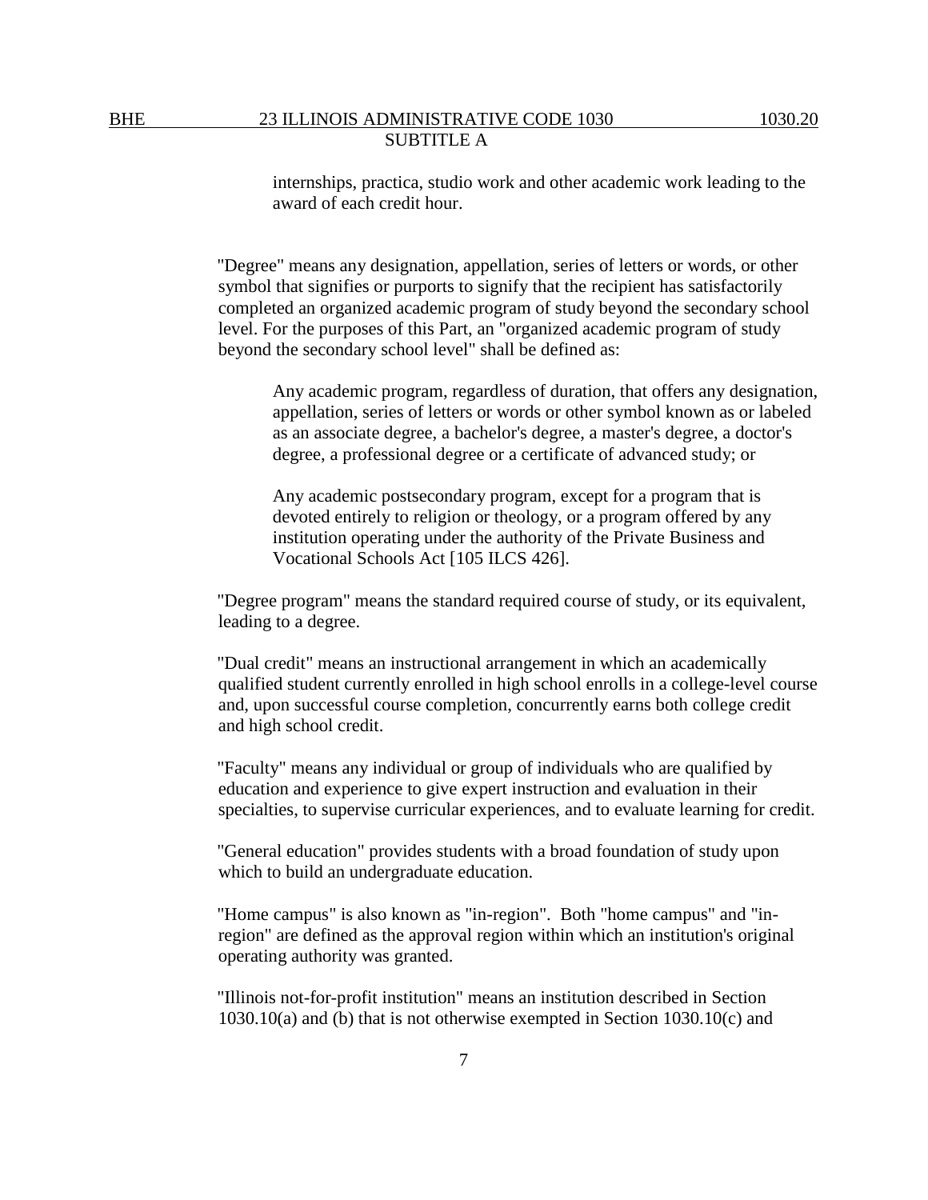internships, practica, studio work and other academic work leading to the award of each credit hour.

"Degree" means any designation, appellation, series of letters or words, or other symbol that signifies or purports to signify that the recipient has satisfactorily completed an organized academic program of study beyond the secondary school level. For the purposes of this Part, an "organized academic program of study beyond the secondary school level" shall be defined as:

> Any academic program, regardless of duration, that offers any designation, appellation, series of letters or words or other symbol known as or labeled as an associate degree, a bachelor's degree, a master's degree, a doctor's degree, a professional degree or a certificate of advanced study; or
>
> Any academic postsecondary program, except for a program that is devoted entirely to religion or theology, or a program offered by any institution operating under the authority of the Private Business and Vocational Schools Act [105 ILCS 426].

"Degree program" means the standard required course of study, or its equivalent, leading to a degree.

"Dual credit" means an instructional arrangement in which an academically qualified student currently enrolled in high school enrolls in a college-level course and, upon successful course completion, concurrently earns both college credit and high school credit.

"Faculty" means any individual or group of individuals who are qualified by education and experience to give expert instruction and evaluation in their specialties, to supervise curricular experiences, and to evaluate learning for credit.

"General education" provides students with a broad foundation of study upon which to build an undergraduate education.

"Home campus" is also known as "in-region". Both "home campus" and "in-region" are defined as the approval region within which an institution's original operating authority was granted.

"Illinois not-for-profit institution" means an institution described in Section 1030.10(a) and (b) that is not otherwise exempted in Section 1030.10(c) and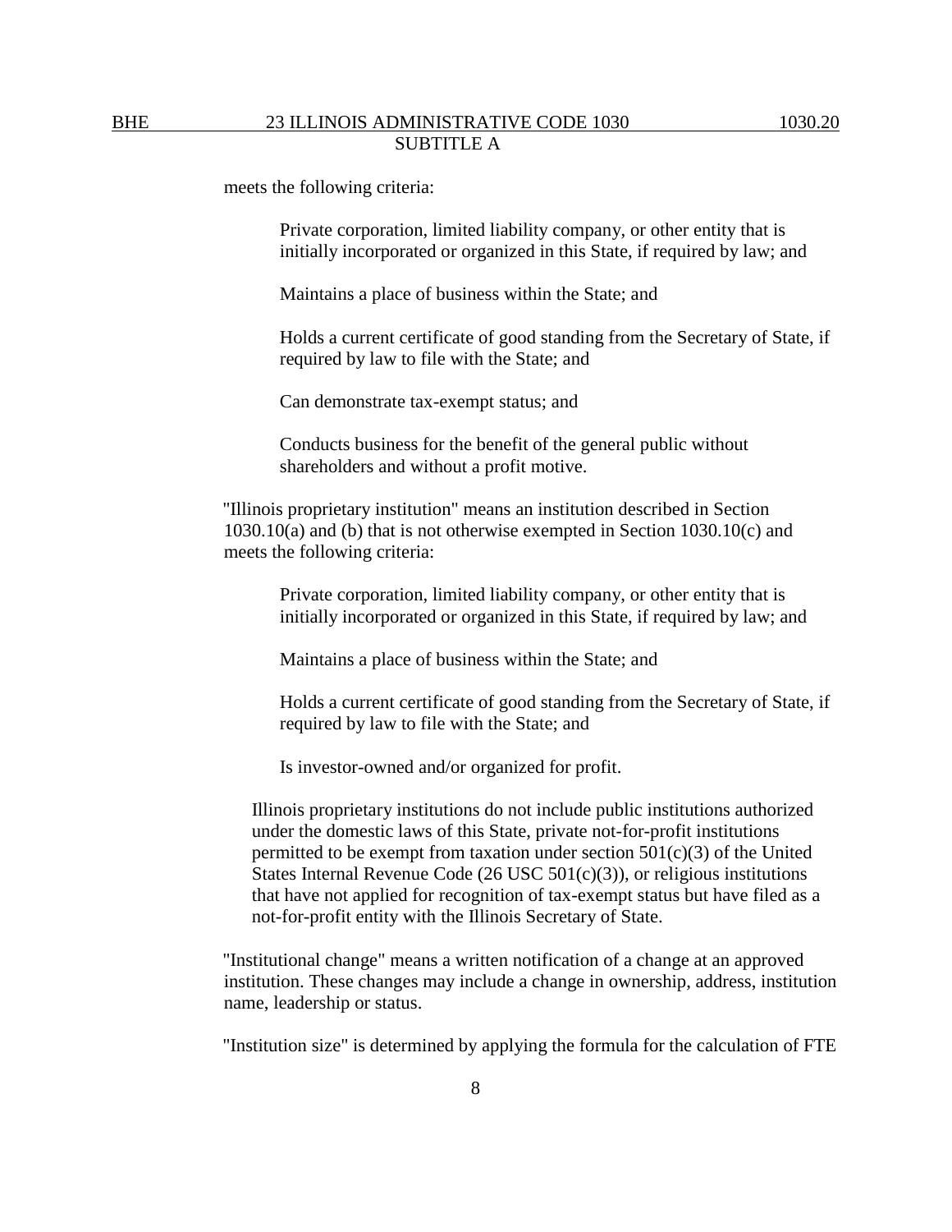meets the following criteria:

> Private corporation, limited liability company, or other entity that is initially incorporated or organized in this State, if required by law; and
>
> Maintains a place of business within the State; and
>
> Holds a current certificate of good standing from the Secretary of State, if required by law to file with the State; and
>
> Can demonstrate tax-exempt status; and
>
> Conducts business for the benefit of the general public without shareholders and without a profit motive.

"Illinois proprietary institution" means an institution described in Section 1030.10(a) and (b) that is not otherwise exempted in Section 1030.10(c) and meets the following criteria:

> Private corporation, limited liability company, or other entity that is initially incorporated or organized in this State, if required by law; and
>
> Maintains a place of business within the State; and
>
> Holds a current certificate of good standing from the Secretary of State, if required by law to file with the State; and
>
> Is investor-owned and/or organized for profit.

Illinois proprietary institutions do not include public institutions authorized under the domestic laws of this State, private not-for-profit institutions permitted to be exempt from taxation under section 501(c)(3) of the United States Internal Revenue Code (26 USC 501(c)(3)), or religious institutions that have not applied for recognition of tax-exempt status but have filed as a not-for-profit entity with the Illinois Secretary of State.

"Institutional change" means a written notification of a change at an approved institution. These changes may include a change in ownership, address, institution name, leadership or status.

"Institution size" is determined by applying the formula for the calculation of FTE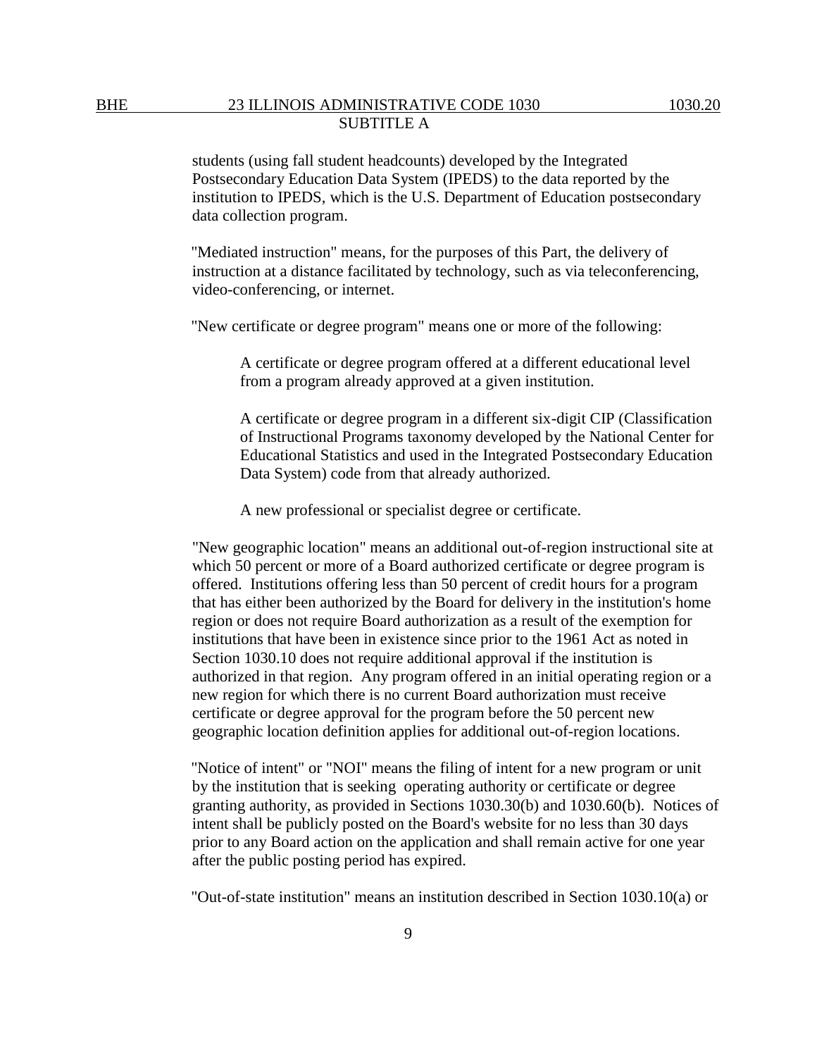students (using fall student headcounts) developed by the Integrated Postsecondary Education Data System (IPEDS) to the data reported by the institution to IPEDS, which is the U.S. Department of Education postsecondary data collection program.

"Mediated instruction" means, for the purposes of this Part, the delivery of instruction at a distance facilitated by technology, such as via teleconferencing, video-conferencing, or internet.

"New certificate or degree program" means one or more of the following:

A certificate or degree program offered at a different educational level from a program already approved at a given institution.

A certificate or degree program in a different six-digit CIP (Classification of Instructional Programs taxonomy developed by the National Center for Educational Statistics and used in the Integrated Postsecondary Education Data System) code from that already authorized.

A new professional or specialist degree or certificate.

"New geographic location" means an additional out-of-region instructional site at which 50 percent or more of a Board authorized certificate or degree program is offered. Institutions offering less than 50 percent of credit hours for a program that has either been authorized by the Board for delivery in the institution's home region or does not require Board authorization as a result of the exemption for institutions that have been in existence since prior to the 1961 Act as noted in Section 1030.10 does not require additional approval if the institution is authorized in that region. Any program offered in an initial operating region or a new region for which there is no current Board authorization must receive certificate or degree approval for the program before the 50 percent new geographic location definition applies for additional out-of-region locations.

"Notice of intent" or "NOI" means the filing of intent for a new program or unit by the institution that is seeking operating authority or certificate or degree granting authority, as provided in Sections 1030.30(b) and 1030.60(b). Notices of intent shall be publicly posted on the Board's website for no less than 30 days prior to any Board action on the application and shall remain active for one year after the public posting period has expired.

"Out-of-state institution" means an institution described in Section 1030.10(a) or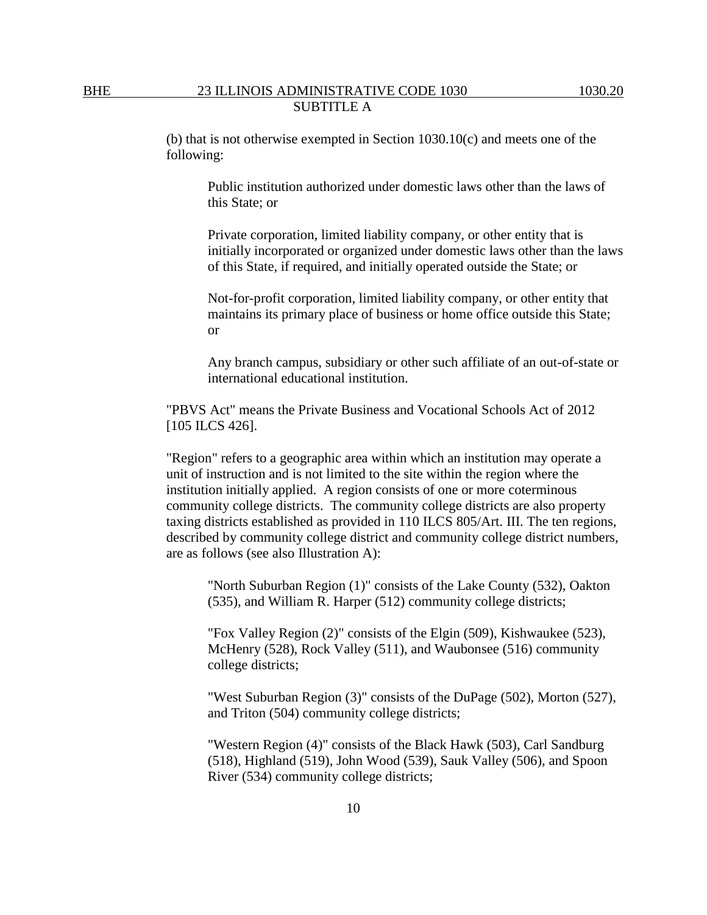(b) that is not otherwise exempted in Section 1030.10(c) and meets one of the following:

> Public institution authorized under domestic laws other than the laws of this State; or
>
> Private corporation, limited liability company, or other entity that is initially incorporated or organized under domestic laws other than the laws of this State, if required, and initially operated outside the State; or
>
> Not-for-profit corporation, limited liability company, or other entity that maintains its primary place of business or home office outside this State; or
>
> Any branch campus, subsidiary or other such affiliate of an out-of-state or international educational institution.

"PBVS Act" means the Private Business and Vocational Schools Act of 2012 [105 ILCS 426].

"Region" refers to a geographic area within which an institution may operate a unit of instruction and is not limited to the site within the region where the institution initially applied. A region consists of one or more coterminous community college districts. The community college districts are also property taxing districts established as provided in 110 ILCS 805/Art. III. The ten regions, described by community college district and community college district numbers, are as follows (see also Illustration A):

> "North Suburban Region (1)" consists of the Lake County (532), Oakton (535), and William R. Harper (512) community college districts;
>
> "Fox Valley Region (2)" consists of the Elgin (509), Kishwaukee (523), McHenry (528), Rock Valley (511), and Waubonsee (516) community college districts;
>
> "West Suburban Region (3)" consists of the DuPage (502), Morton (527), and Triton (504) community college districts;
>
> "Western Region (4)" consists of the Black Hawk (503), Carl Sandburg (518), Highland (519), John Wood (539), Sauk Valley (506), and Spoon River (534) community college districts;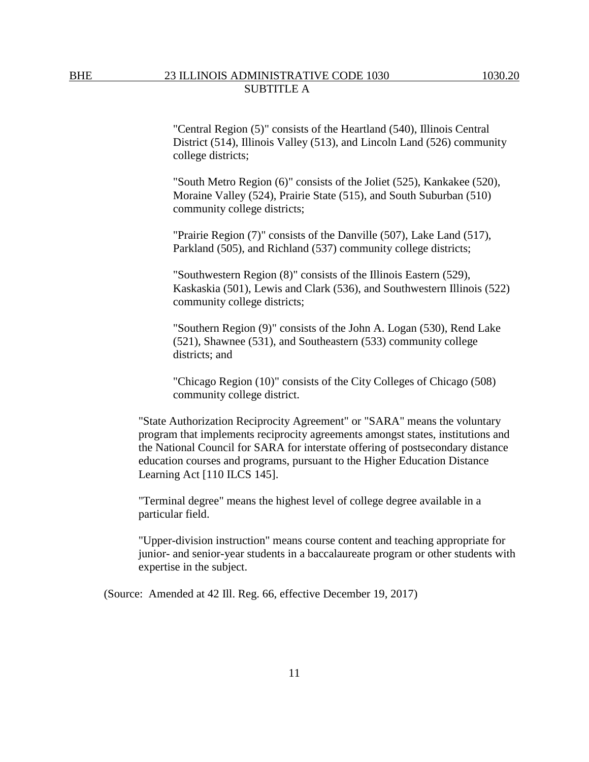"Central Region (5)" consists of the Heartland (540), Illinois Central District (514), Illinois Valley (513), and Lincoln Land (526) community college districts;

"South Metro Region (6)" consists of the Joliet (525), Kankakee (520), Moraine Valley (524), Prairie State (515), and South Suburban (510) community college districts;

"Prairie Region (7)" consists of the Danville (507), Lake Land (517), Parkland (505), and Richland (537) community college districts;

"Southwestern Region (8)" consists of the Illinois Eastern (529), Kaskaskia (501), Lewis and Clark (536), and Southwestern Illinois (522) community college districts;

"Southern Region (9)" consists of the John A. Logan (530), Rend Lake (521), Shawnee (531), and Southeastern (533) community college districts; and

"Chicago Region (10)" consists of the City Colleges of Chicago (508) community college district.

"State Authorization Reciprocity Agreement" or "SARA" means the voluntary program that implements reciprocity agreements amongst states, institutions and the National Council for SARA for interstate offering of postsecondary distance education courses and programs, pursuant to the Higher Education Distance Learning Act [110 ILCS 145].

"Terminal degree" means the highest level of college degree available in a particular field.

"Upper-division instruction" means course content and teaching appropriate for junior- and senior-year students in a baccalaureate program or other students with expertise in the subject.

(Source: Amended at 42 Ill. Reg. 66, effective December 19, 2017)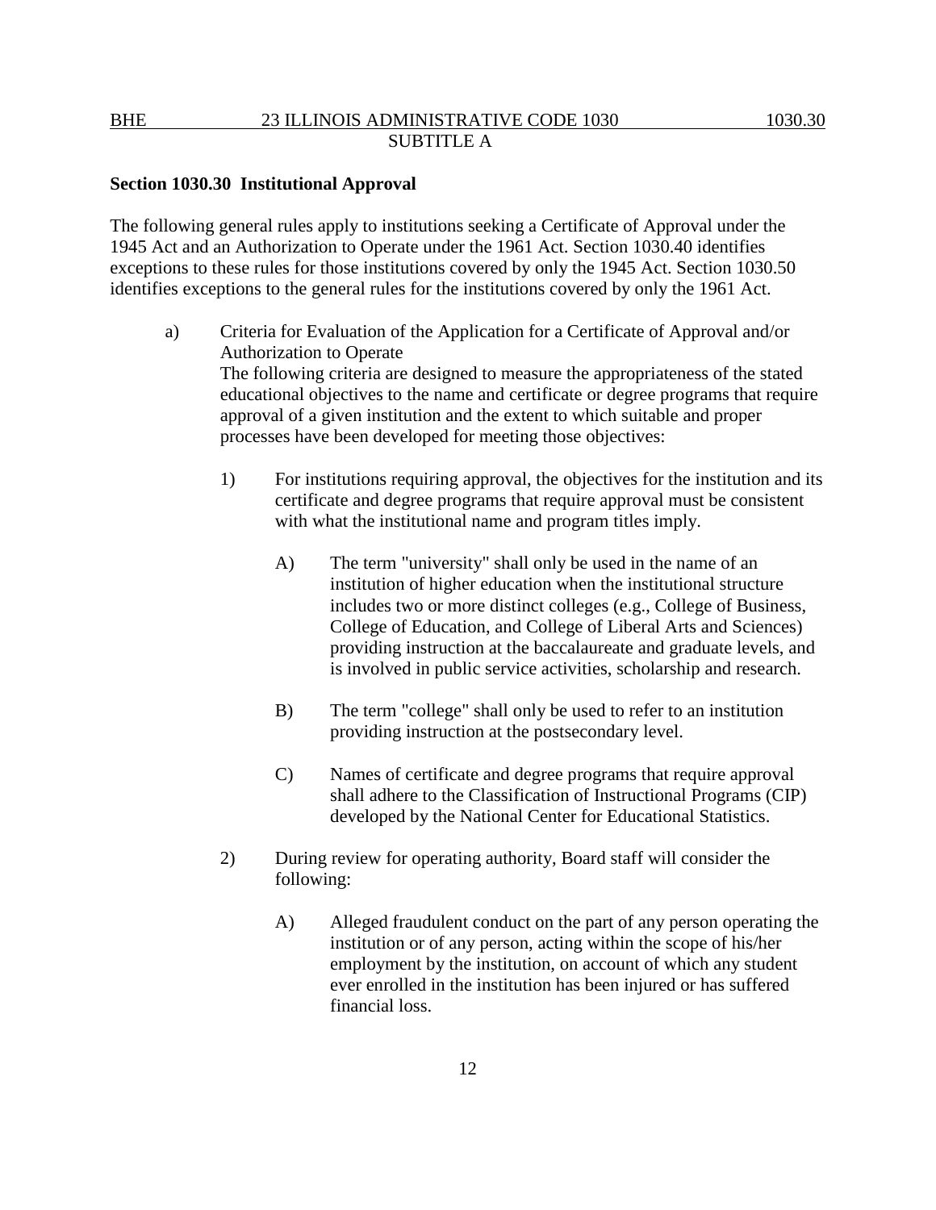**Section 1030.30 Institutional Approval**

The following general rules apply to institutions seeking a Certificate of Approval under the 1945 Act and an Authorization to Operate under the 1961 Act. Section 1030.40 identifies exceptions to these rules for those institutions covered by only the 1945 Act. Section 1030.50 identifies exceptions to the general rules for the institutions covered by only the 1961 Act.

a) Criteria for Evaluation of the Application for a Certificate of Approval and/or Authorization to Operate
The following criteria are designed to measure the appropriateness of the stated educational objectives to the name and certificate or degree programs that require approval of a given institution and the extent to which suitable and proper processes have been developed for meeting those objectives:

1) For institutions requiring approval, the objectives for the institution and its certificate and degree programs that require approval must be consistent with what the institutional name and program titles imply.

A) The term "university" shall only be used in the name of an institution of higher education when the institutional structure includes two or more distinct colleges (e.g., College of Business, College of Education, and College of Liberal Arts and Sciences) providing instruction at the baccalaureate and graduate levels, and is involved in public service activities, scholarship and research.

B) The term "college" shall only be used to refer to an institution providing instruction at the postsecondary level.

C) Names of certificate and degree programs that require approval shall adhere to the Classification of Instructional Programs (CIP) developed by the National Center for Educational Statistics.

2) During review for operating authority, Board staff will consider the following:

A) Alleged fraudulent conduct on the part of any person operating the institution or of any person, acting within the scope of his/her employment by the institution, on account of which any student ever enrolled in the institution has been injured or has suffered financial loss.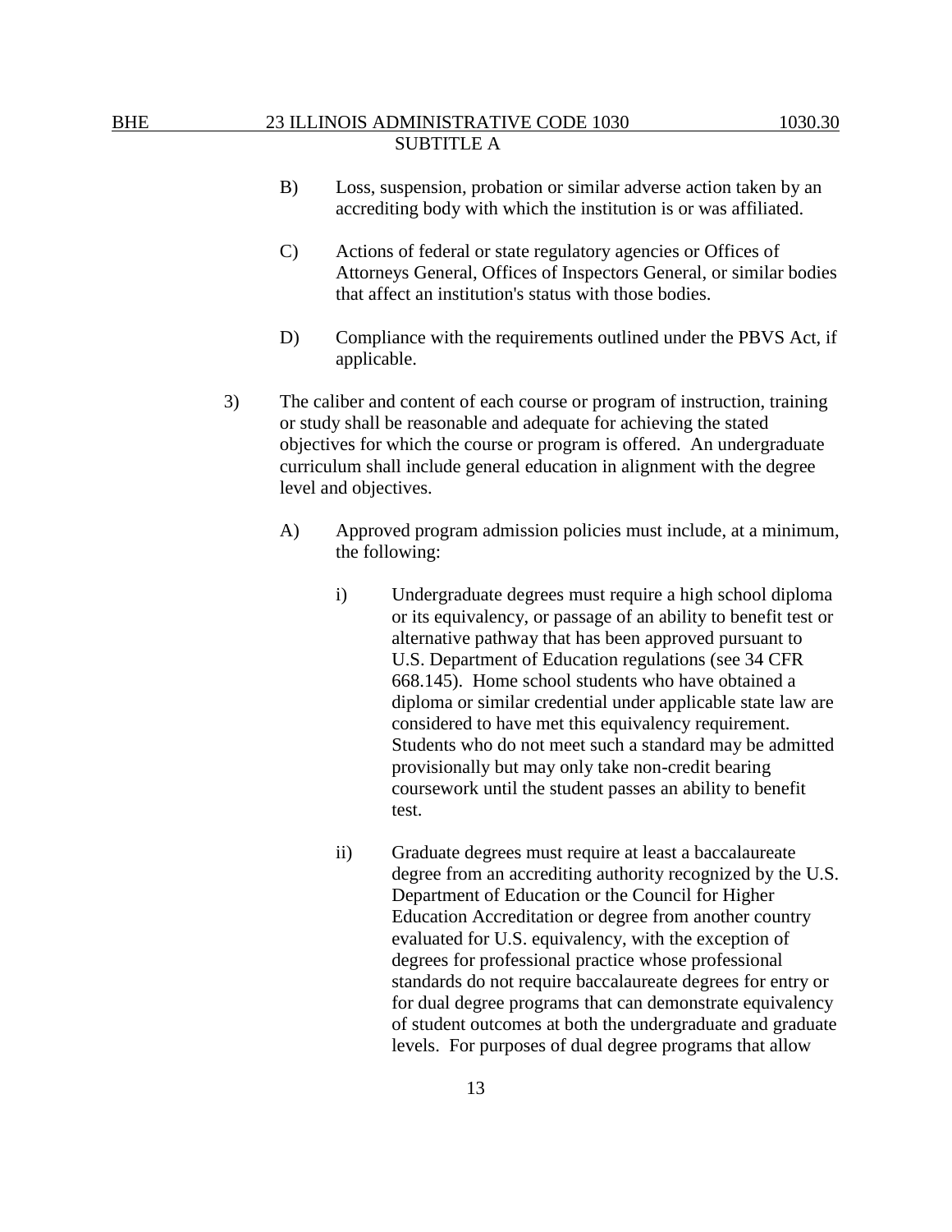B) Loss, suspension, probation or similar adverse action taken by an accrediting body with which the institution is or was affiliated.

C) Actions of federal or state regulatory agencies or Offices of Attorneys General, Offices of Inspectors General, or similar bodies that affect an institution's status with those bodies.

D) Compliance with the requirements outlined under the PBVS Act, if applicable.

3) The caliber and content of each course or program of instruction, training or study shall be reasonable and adequate for achieving the stated objectives for which the course or program is offered. An undergraduate curriculum shall include general education in alignment with the degree level and objectives.

A) Approved program admission policies must include, at a minimum, the following:

i) Undergraduate degrees must require a high school diploma or its equivalency, or passage of an ability to benefit test or alternative pathway that has been approved pursuant to U.S. Department of Education regulations (see 34 CFR 668.145). Home school students who have obtained a diploma or similar credential under applicable state law are considered to have met this equivalency requirement. Students who do not meet such a standard may be admitted provisionally but may only take non-credit bearing coursework until the student passes an ability to benefit test.

ii) Graduate degrees must require at least a baccalaureate degree from an accrediting authority recognized by the U.S. Department of Education or the Council for Higher Education Accreditation or degree from another country evaluated for U.S. equivalency, with the exception of degrees for professional practice whose professional standards do not require baccalaureate degrees for entry or for dual degree programs that can demonstrate equivalency of student outcomes at both the undergraduate and graduate levels. For purposes of dual degree programs that allow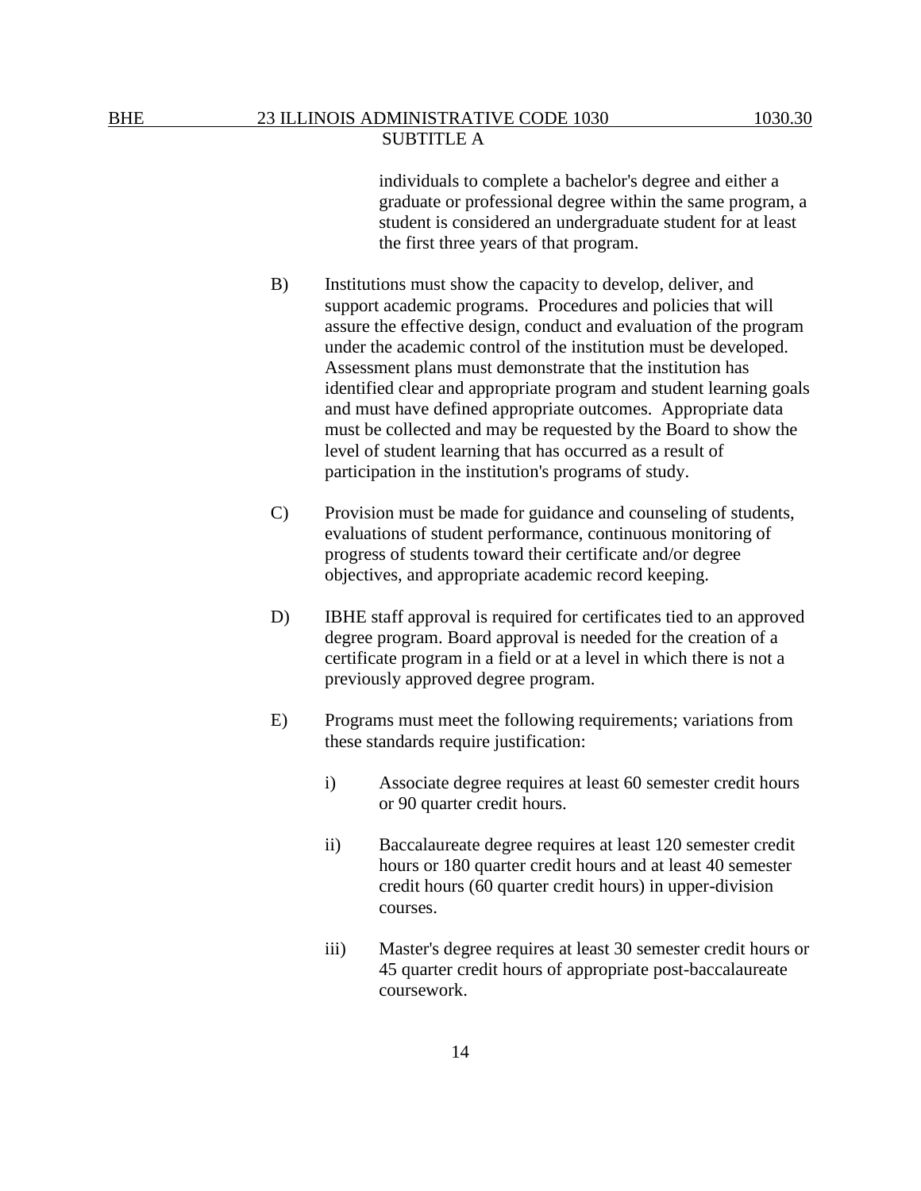individuals to complete a bachelor's degree and either a graduate or professional degree within the same program, a student is considered an undergraduate student for at least the first three years of that program.

B) Institutions must show the capacity to develop, deliver, and support academic programs. Procedures and policies that will assure the effective design, conduct and evaluation of the program under the academic control of the institution must be developed. Assessment plans must demonstrate that the institution has identified clear and appropriate program and student learning goals and must have defined appropriate outcomes. Appropriate data must be collected and may be requested by the Board to show the level of student learning that has occurred as a result of participation in the institution's programs of study.

C) Provision must be made for guidance and counseling of students, evaluations of student performance, continuous monitoring of progress of students toward their certificate and/or degree objectives, and appropriate academic record keeping.

D) IBHE staff approval is required for certificates tied to an approved degree program. Board approval is needed for the creation of a certificate program in a field or at a level in which there is not a previously approved degree program.

E) Programs must meet the following requirements; variations from these standards require justification:

i) Associate degree requires at least 60 semester credit hours or 90 quarter credit hours.

ii) Baccalaureate degree requires at least 120 semester credit hours or 180 quarter credit hours and at least 40 semester credit hours (60 quarter credit hours) in upper-division courses.

iii) Master's degree requires at least 30 semester credit hours or 45 quarter credit hours of appropriate post-baccalaureate coursework.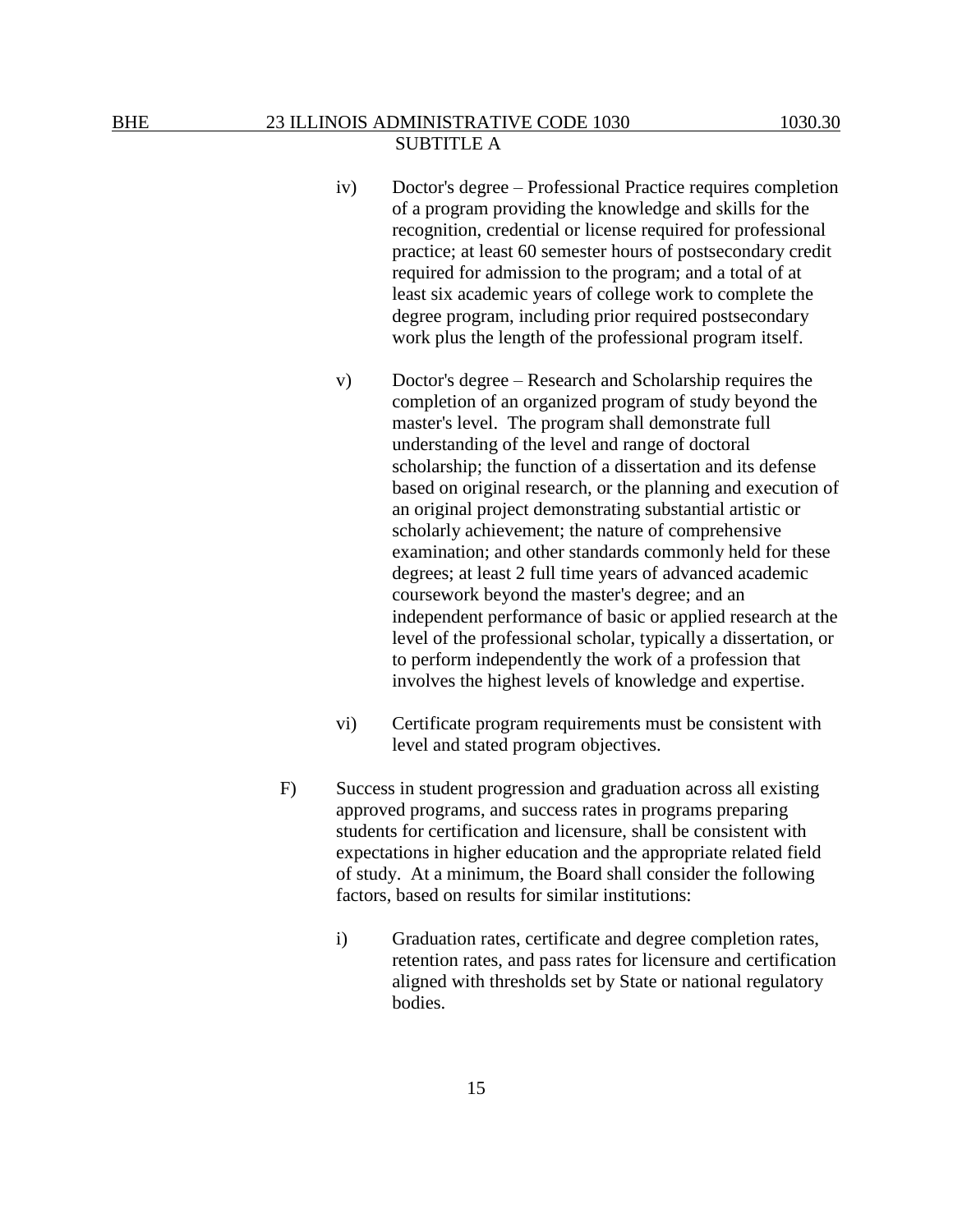iv) Doctor's degree – Professional Practice requires completion of a program providing the knowledge and skills for the recognition, credential or license required for professional practice; at least 60 semester hours of postsecondary credit required for admission to the program; and a total of at least six academic years of college work to complete the degree program, including prior required postsecondary work plus the length of the professional program itself.

v) Doctor's degree – Research and Scholarship requires the completion of an organized program of study beyond the master's level. The program shall demonstrate full understanding of the level and range of doctoral scholarship; the function of a dissertation and its defense based on original research, or the planning and execution of an original project demonstrating substantial artistic or scholarly achievement; the nature of comprehensive examination; and other standards commonly held for these degrees; at least 2 full time years of advanced academic coursework beyond the master's degree; and an independent performance of basic or applied research at the level of the professional scholar, typically a dissertation, or to perform independently the work of a profession that involves the highest levels of knowledge and expertise.

vi) Certificate program requirements must be consistent with level and stated program objectives.

F) Success in student progression and graduation across all existing approved programs, and success rates in programs preparing students for certification and licensure, shall be consistent with expectations in higher education and the appropriate related field of study. At a minimum, the Board shall consider the following factors, based on results for similar institutions:

i) Graduation rates, certificate and degree completion rates, retention rates, and pass rates for licensure and certification aligned with thresholds set by State or national regulatory bodies.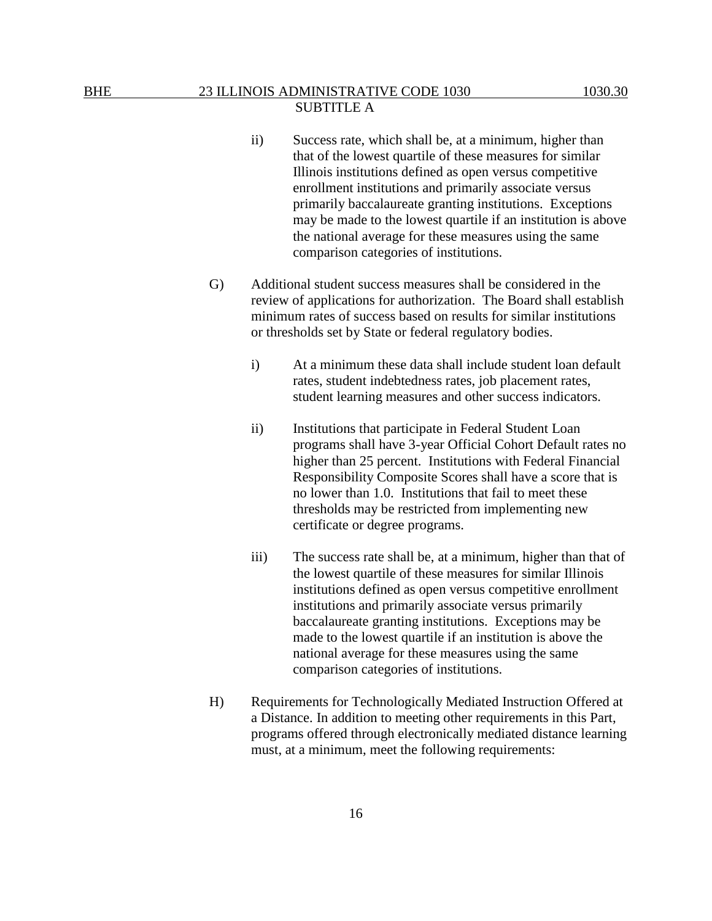ii) Success rate, which shall be, at a minimum, higher than that of the lowest quartile of these measures for similar Illinois institutions defined as open versus competitive enrollment institutions and primarily associate versus primarily baccalaureate granting institutions. Exceptions may be made to the lowest quartile if an institution is above the national average for these measures using the same comparison categories of institutions.

G) Additional student success measures shall be considered in the review of applications for authorization. The Board shall establish minimum rates of success based on results for similar institutions or thresholds set by State or federal regulatory bodies.

i) At a minimum these data shall include student loan default rates, student indebtedness rates, job placement rates, student learning measures and other success indicators.

ii) Institutions that participate in Federal Student Loan programs shall have 3-year Official Cohort Default rates no higher than 25 percent. Institutions with Federal Financial Responsibility Composite Scores shall have a score that is no lower than 1.0. Institutions that fail to meet these thresholds may be restricted from implementing new certificate or degree programs.

iii) The success rate shall be, at a minimum, higher than that of the lowest quartile of these measures for similar Illinois institutions defined as open versus competitive enrollment institutions and primarily associate versus primarily baccalaureate granting institutions. Exceptions may be made to the lowest quartile if an institution is above the national average for these measures using the same comparison categories of institutions.

H) Requirements for Technologically Mediated Instruction Offered at a Distance. In addition to meeting other requirements in this Part, programs offered through electronically mediated distance learning must, at a minimum, meet the following requirements: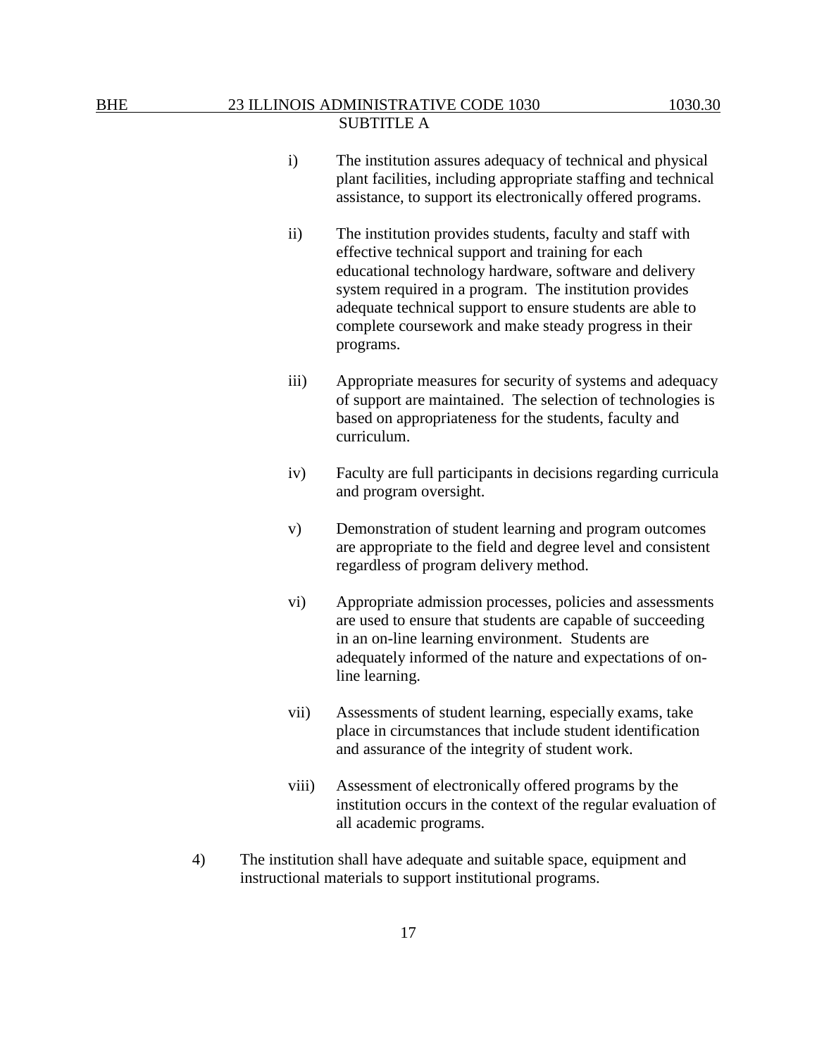i) The institution assures adequacy of technical and physical plant facilities, including appropriate staffing and technical assistance, to support its electronically offered programs.

ii) The institution provides students, faculty and staff with effective technical support and training for each educational technology hardware, software and delivery system required in a program. The institution provides adequate technical support to ensure students are able to complete coursework and make steady progress in their programs.

iii) Appropriate measures for security of systems and adequacy of support are maintained. The selection of technologies is based on appropriateness for the students, faculty and curriculum.

iv) Faculty are full participants in decisions regarding curricula and program oversight.

v) Demonstration of student learning and program outcomes are appropriate to the field and degree level and consistent regardless of program delivery method.

vi) Appropriate admission processes, policies and assessments are used to ensure that students are capable of succeeding in an on-line learning environment. Students are adequately informed of the nature and expectations of on-line learning.

vii) Assessments of student learning, especially exams, take place in circumstances that include student identification and assurance of the integrity of student work.

viii) Assessment of electronically offered programs by the institution occurs in the context of the regular evaluation of all academic programs.

4) The institution shall have adequate and suitable space, equipment and instructional materials to support institutional programs.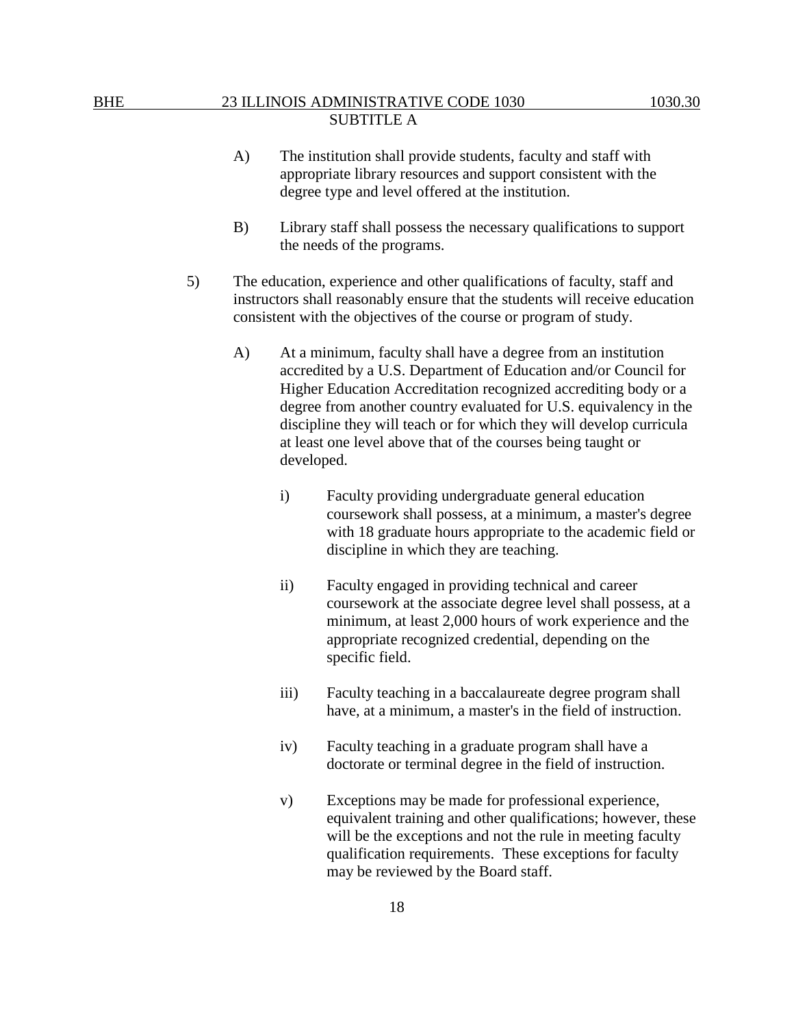A) The institution shall provide students, faculty and staff with appropriate library resources and support consistent with the degree type and level offered at the institution.

B) Library staff shall possess the necessary qualifications to support the needs of the programs.

5) The education, experience and other qualifications of faculty, staff and instructors shall reasonably ensure that the students will receive education consistent with the objectives of the course or program of study.

A) At a minimum, faculty shall have a degree from an institution accredited by a U.S. Department of Education and/or Council for Higher Education Accreditation recognized accrediting body or a degree from another country evaluated for U.S. equivalency in the discipline they will teach or for which they will develop curricula at least one level above that of the courses being taught or developed.

i) Faculty providing undergraduate general education coursework shall possess, at a minimum, a master's degree with 18 graduate hours appropriate to the academic field or discipline in which they are teaching.

ii) Faculty engaged in providing technical and career coursework at the associate degree level shall possess, at a minimum, at least 2,000 hours of work experience and the appropriate recognized credential, depending on the specific field.

iii) Faculty teaching in a baccalaureate degree program shall have, at a minimum, a master's in the field of instruction.

iv) Faculty teaching in a graduate program shall have a doctorate or terminal degree in the field of instruction.

v) Exceptions may be made for professional experience, equivalent training and other qualifications; however, these will be the exceptions and not the rule in meeting faculty qualification requirements. These exceptions for faculty may be reviewed by the Board staff.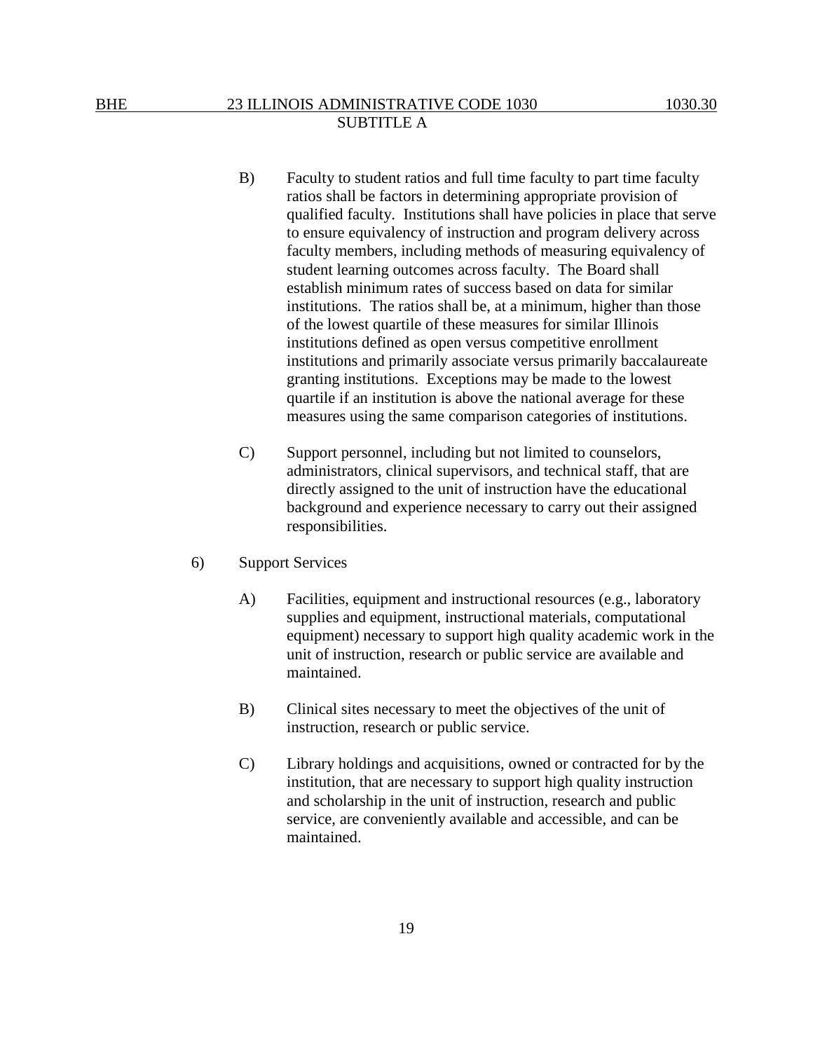B) Faculty to student ratios and full time faculty to part time faculty ratios shall be factors in determining appropriate provision of qualified faculty. Institutions shall have policies in place that serve to ensure equivalency of instruction and program delivery across faculty members, including methods of measuring equivalency of student learning outcomes across faculty. The Board shall establish minimum rates of success based on data for similar institutions. The ratios shall be, at a minimum, higher than those of the lowest quartile of these measures for similar Illinois institutions defined as open versus competitive enrollment institutions and primarily associate versus primarily baccalaureate granting institutions. Exceptions may be made to the lowest quartile if an institution is above the national average for these measures using the same comparison categories of institutions.

C) Support personnel, including but not limited to counselors, administrators, clinical supervisors, and technical staff, that are directly assigned to the unit of instruction have the educational background and experience necessary to carry out their assigned responsibilities.

6) Support Services

A) Facilities, equipment and instructional resources (e.g., laboratory supplies and equipment, instructional materials, computational equipment) necessary to support high quality academic work in the unit of instruction, research or public service are available and maintained.

B) Clinical sites necessary to meet the objectives of the unit of instruction, research or public service.

C) Library holdings and acquisitions, owned or contracted for by the institution, that are necessary to support high quality instruction and scholarship in the unit of instruction, research and public service, are conveniently available and accessible, and can be maintained.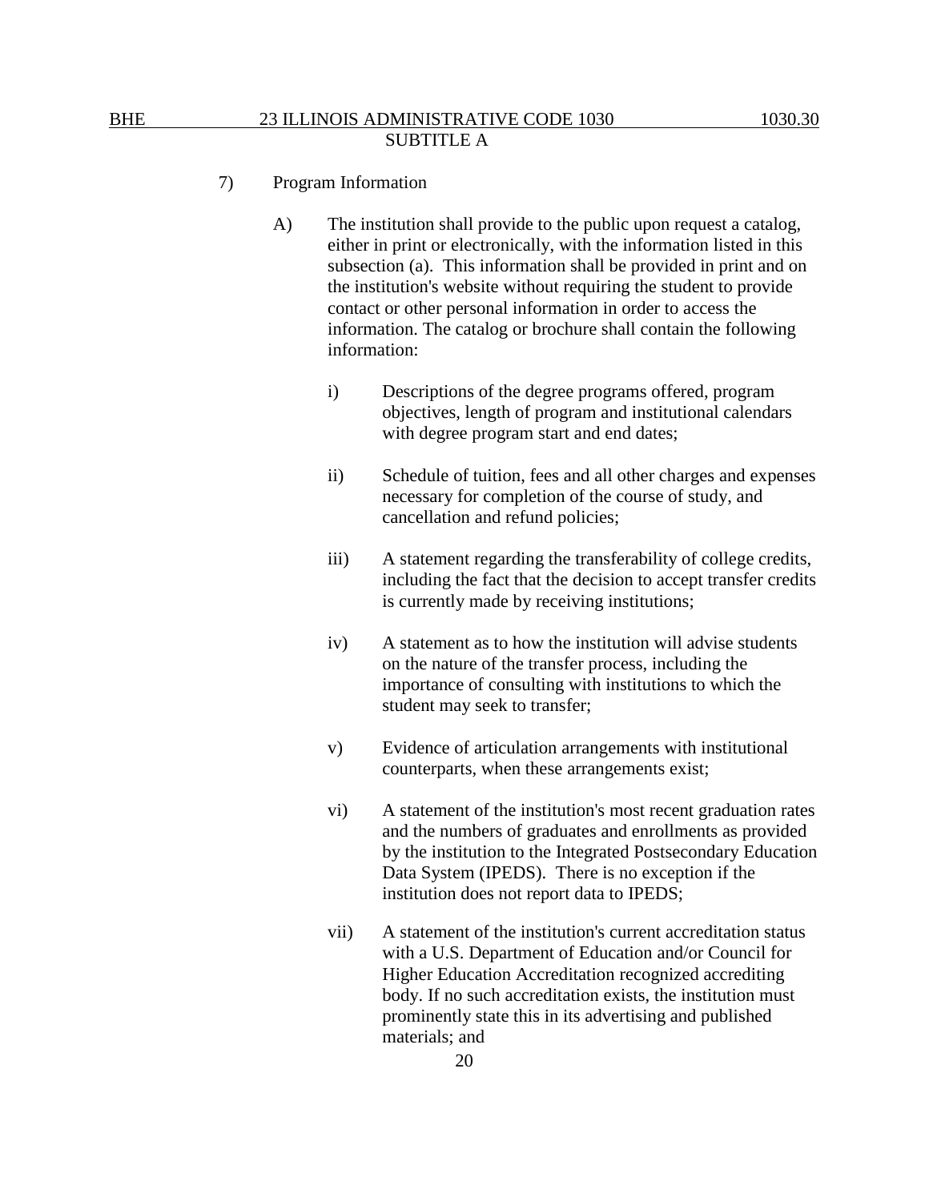7) Program Information

A) The institution shall provide to the public upon request a catalog, either in print or electronically, with the information listed in this subsection (a). This information shall be provided in print and on the institution's website without requiring the student to provide contact or other personal information in order to access the information. The catalog or brochure shall contain the following information:

i) Descriptions of the degree programs offered, program objectives, length of program and institutional calendars with degree program start and end dates;

ii) Schedule of tuition, fees and all other charges and expenses necessary for completion of the course of study, and cancellation and refund policies;

iii) A statement regarding the transferability of college credits, including the fact that the decision to accept transfer credits is currently made by receiving institutions;

iv) A statement as to how the institution will advise students on the nature of the transfer process, including the importance of consulting with institutions to which the student may seek to transfer;

v) Evidence of articulation arrangements with institutional counterparts, when these arrangements exist;

vi) A statement of the institution's most recent graduation rates and the numbers of graduates and enrollments as provided by the institution to the Integrated Postsecondary Education Data System (IPEDS). There is no exception if the institution does not report data to IPEDS;

vii) A statement of the institution's current accreditation status with a U.S. Department of Education and/or Council for Higher Education Accreditation recognized accrediting body. If no such accreditation exists, the institution must prominently state this in its advertising and published materials; and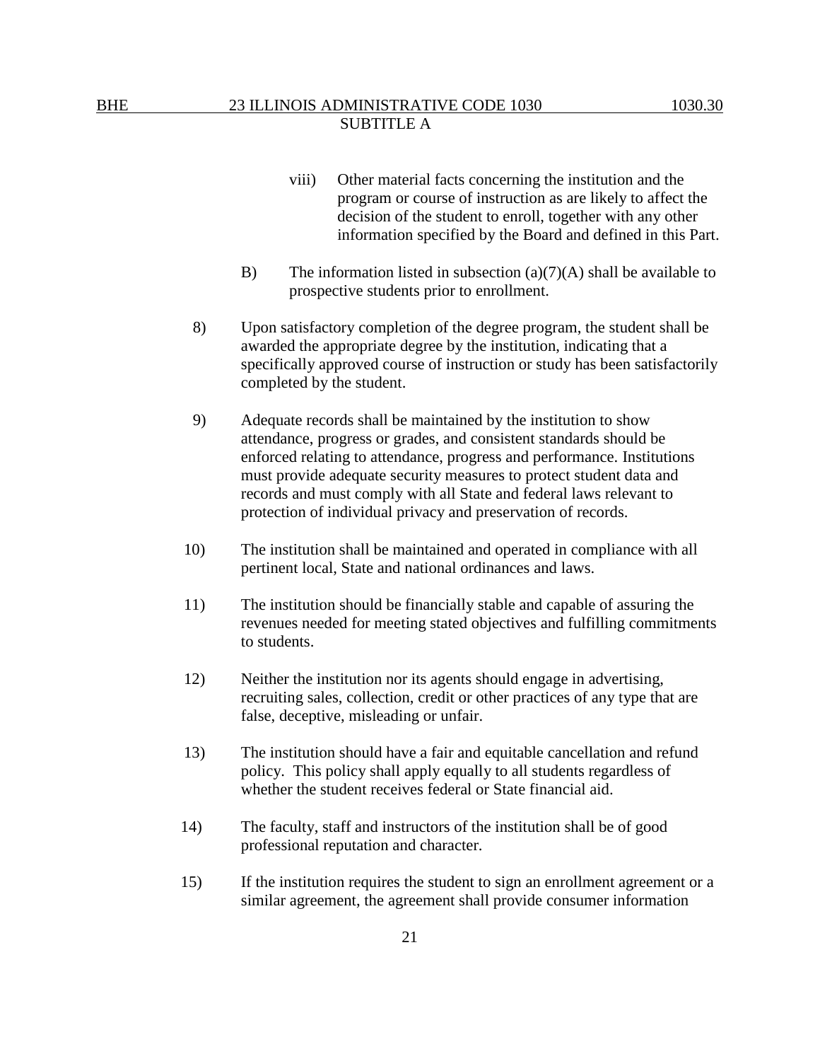viii) Other material facts concerning the institution and the program or course of instruction as are likely to affect the decision of the student to enroll, together with any other information specified by the Board and defined in this Part.

B) The information listed in subsection (a)(7)(A) shall be available to prospective students prior to enrollment.

8) Upon satisfactory completion of the degree program, the student shall be awarded the appropriate degree by the institution, indicating that a specifically approved course of instruction or study has been satisfactorily completed by the student.

9) Adequate records shall be maintained by the institution to show attendance, progress or grades, and consistent standards should be enforced relating to attendance, progress and performance. Institutions must provide adequate security measures to protect student data and records and must comply with all State and federal laws relevant to protection of individual privacy and preservation of records.

10) The institution shall be maintained and operated in compliance with all pertinent local, State and national ordinances and laws.

11) The institution should be financially stable and capable of assuring the revenues needed for meeting stated objectives and fulfilling commitments to students.

12) Neither the institution nor its agents should engage in advertising, recruiting sales, collection, credit or other practices of any type that are false, deceptive, misleading or unfair.

13) The institution should have a fair and equitable cancellation and refund policy. This policy shall apply equally to all students regardless of whether the student receives federal or State financial aid.

14) The faculty, staff and instructors of the institution shall be of good professional reputation and character.

15) If the institution requires the student to sign an enrollment agreement or a similar agreement, the agreement shall provide consumer information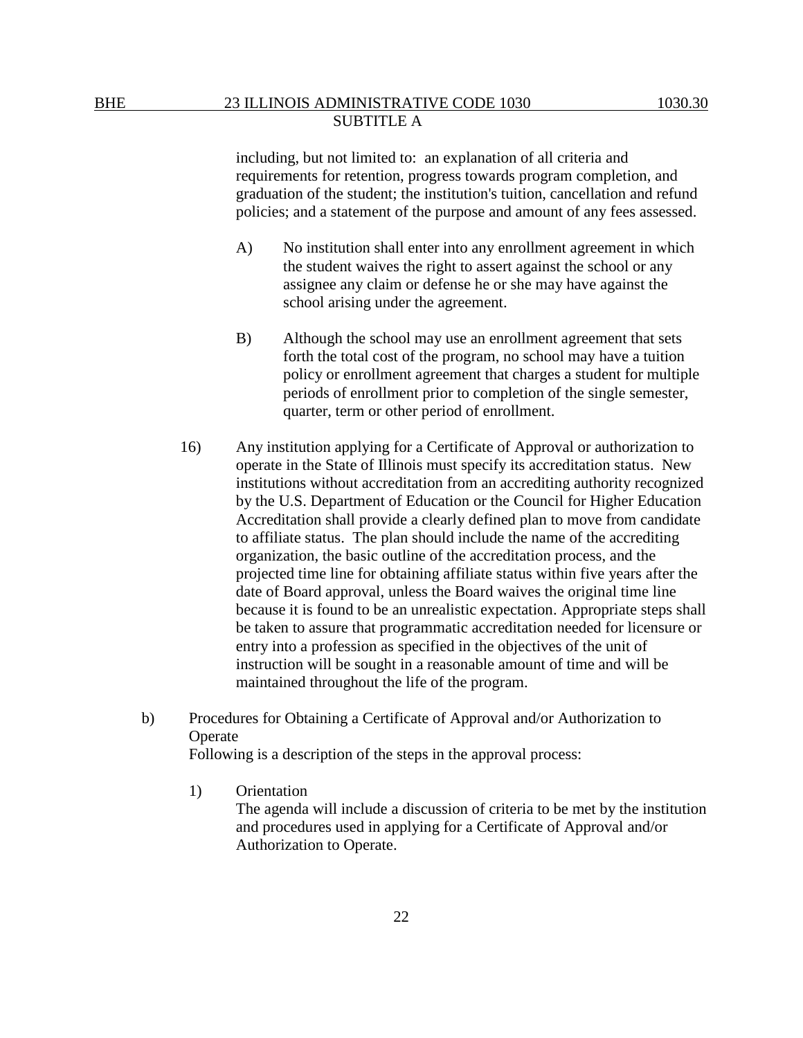including, but not limited to: an explanation of all criteria and requirements for retention, progress towards program completion, and graduation of the student; the institution's tuition, cancellation and refund policies; and a statement of the purpose and amount of any fees assessed.

A) No institution shall enter into any enrollment agreement in which the student waives the right to assert against the school or any assignee any claim or defense he or she may have against the school arising under the agreement.

B) Although the school may use an enrollment agreement that sets forth the total cost of the program, no school may have a tuition policy or enrollment agreement that charges a student for multiple periods of enrollment prior to completion of the single semester, quarter, term or other period of enrollment.

16) Any institution applying for a Certificate of Approval or authorization to operate in the State of Illinois must specify its accreditation status. New institutions without accreditation from an accrediting authority recognized by the U.S. Department of Education or the Council for Higher Education Accreditation shall provide a clearly defined plan to move from candidate to affiliate status. The plan should include the name of the accrediting organization, the basic outline of the accreditation process, and the projected time line for obtaining affiliate status within five years after the date of Board approval, unless the Board waives the original time line because it is found to be an unrealistic expectation. Appropriate steps shall be taken to assure that programmatic accreditation needed for licensure or entry into a profession as specified in the objectives of the unit of instruction will be sought in a reasonable amount of time and will be maintained throughout the life of the program.

b) Procedures for Obtaining a Certificate of Approval and/or Authorization to Operate

Following is a description of the steps in the approval process:

1) Orientation

The agenda will include a discussion of criteria to be met by the institution and procedures used in applying for a Certificate of Approval and/or Authorization to Operate.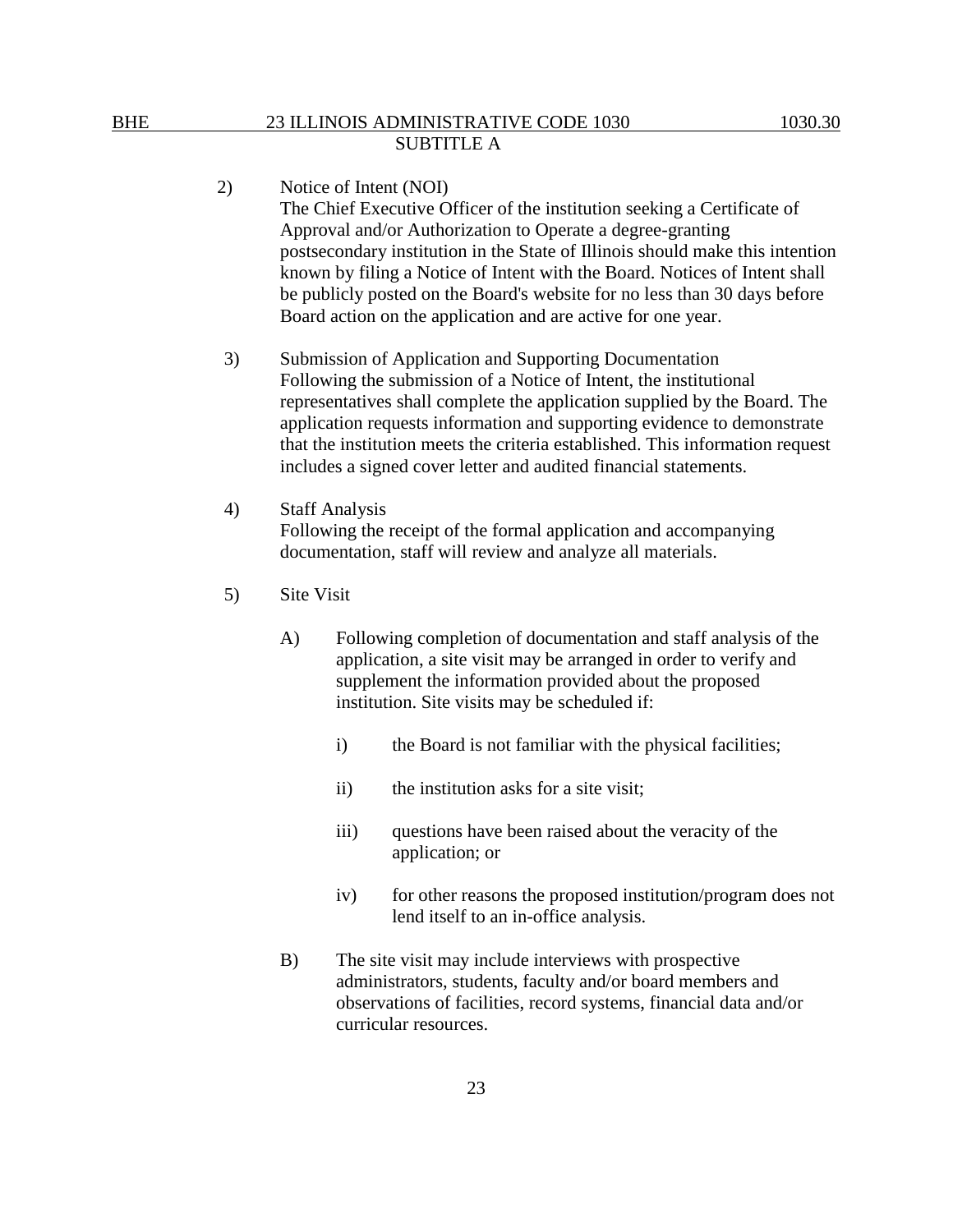2) Notice of Intent (NOI)
The Chief Executive Officer of the institution seeking a Certificate of Approval and/or Authorization to Operate a degree-granting postsecondary institution in the State of Illinois should make this intention known by filing a Notice of Intent with the Board. Notices of Intent shall be publicly posted on the Board's website for no less than 30 days before Board action on the application and are active for one year.

3) Submission of Application and Supporting Documentation
Following the submission of a Notice of Intent, the institutional representatives shall complete the application supplied by the Board. The application requests information and supporting evidence to demonstrate that the institution meets the criteria established. This information request includes a signed cover letter and audited financial statements.

4) Staff Analysis
Following the receipt of the formal application and accompanying documentation, staff will review and analyze all materials.

5) Site Visit

A) Following completion of documentation and staff analysis of the application, a site visit may be arranged in order to verify and supplement the information provided about the proposed institution. Site visits may be scheduled if:

i) the Board is not familiar with the physical facilities;

ii) the institution asks for a site visit;

iii) questions have been raised about the veracity of the application; or

iv) for other reasons the proposed institution/program does not lend itself to an in-office analysis.

B) The site visit may include interviews with prospective administrators, students, faculty and/or board members and observations of facilities, record systems, financial data and/or curricular resources.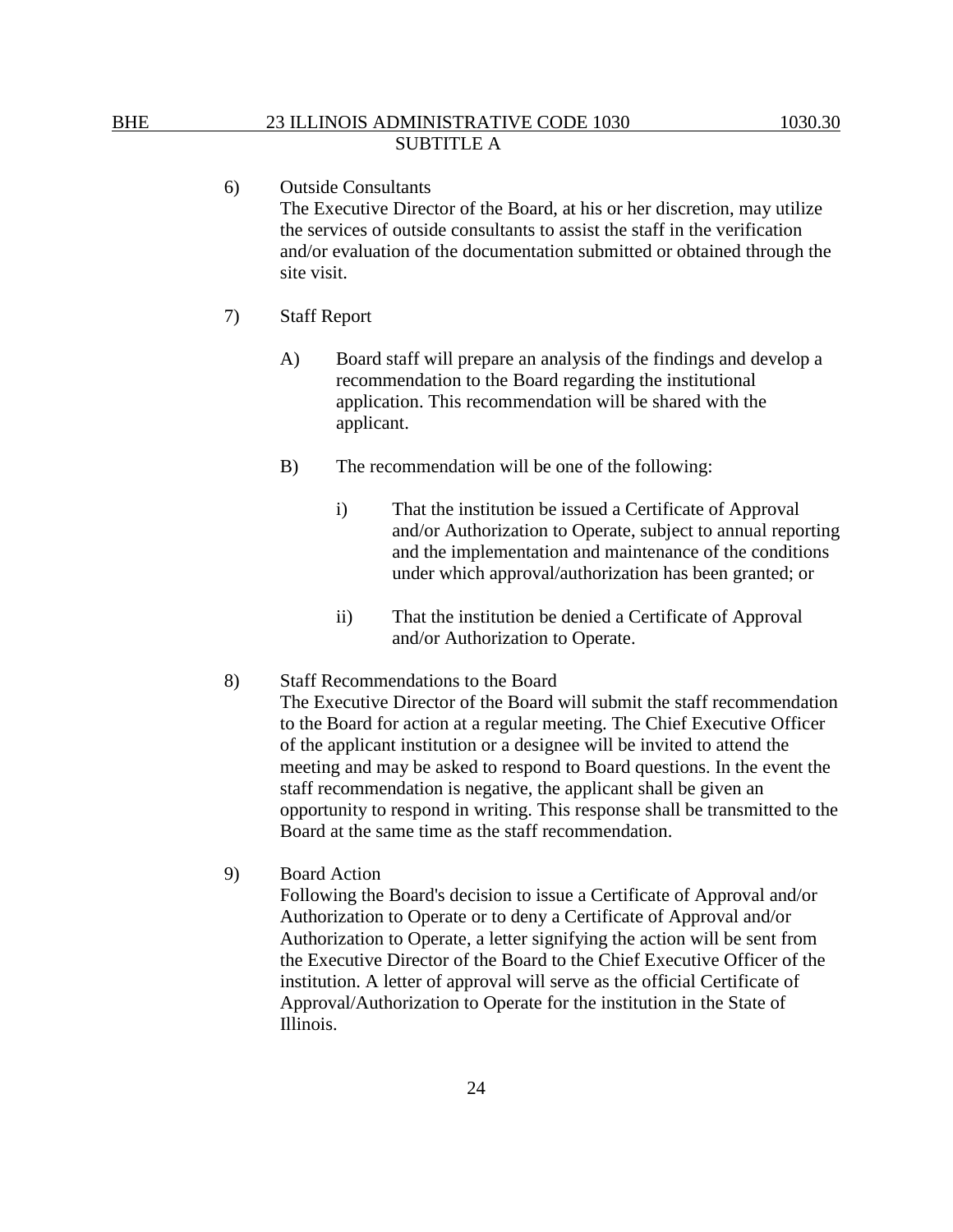6) Outside Consultants
The Executive Director of the Board, at his or her discretion, may utilize the services of outside consultants to assist the staff in the verification and/or evaluation of the documentation submitted or obtained through the site visit.

7) Staff Report

A) Board staff will prepare an analysis of the findings and develop a recommendation to the Board regarding the institutional application. This recommendation will be shared with the applicant.

B) The recommendation will be one of the following:

i) That the institution be issued a Certificate of Approval and/or Authorization to Operate, subject to annual reporting and the implementation and maintenance of the conditions under which approval/authorization has been granted; or

ii) That the institution be denied a Certificate of Approval and/or Authorization to Operate.

8) Staff Recommendations to the Board
The Executive Director of the Board will submit the staff recommendation to the Board for action at a regular meeting. The Chief Executive Officer of the applicant institution or a designee will be invited to attend the meeting and may be asked to respond to Board questions. In the event the staff recommendation is negative, the applicant shall be given an opportunity to respond in writing. This response shall be transmitted to the Board at the same time as the staff recommendation.

9) Board Action
Following the Board's decision to issue a Certificate of Approval and/or Authorization to Operate or to deny a Certificate of Approval and/or Authorization to Operate, a letter signifying the action will be sent from the Executive Director of the Board to the Chief Executive Officer of the institution. A letter of approval will serve as the official Certificate of Approval/Authorization to Operate for the institution in the State of Illinois.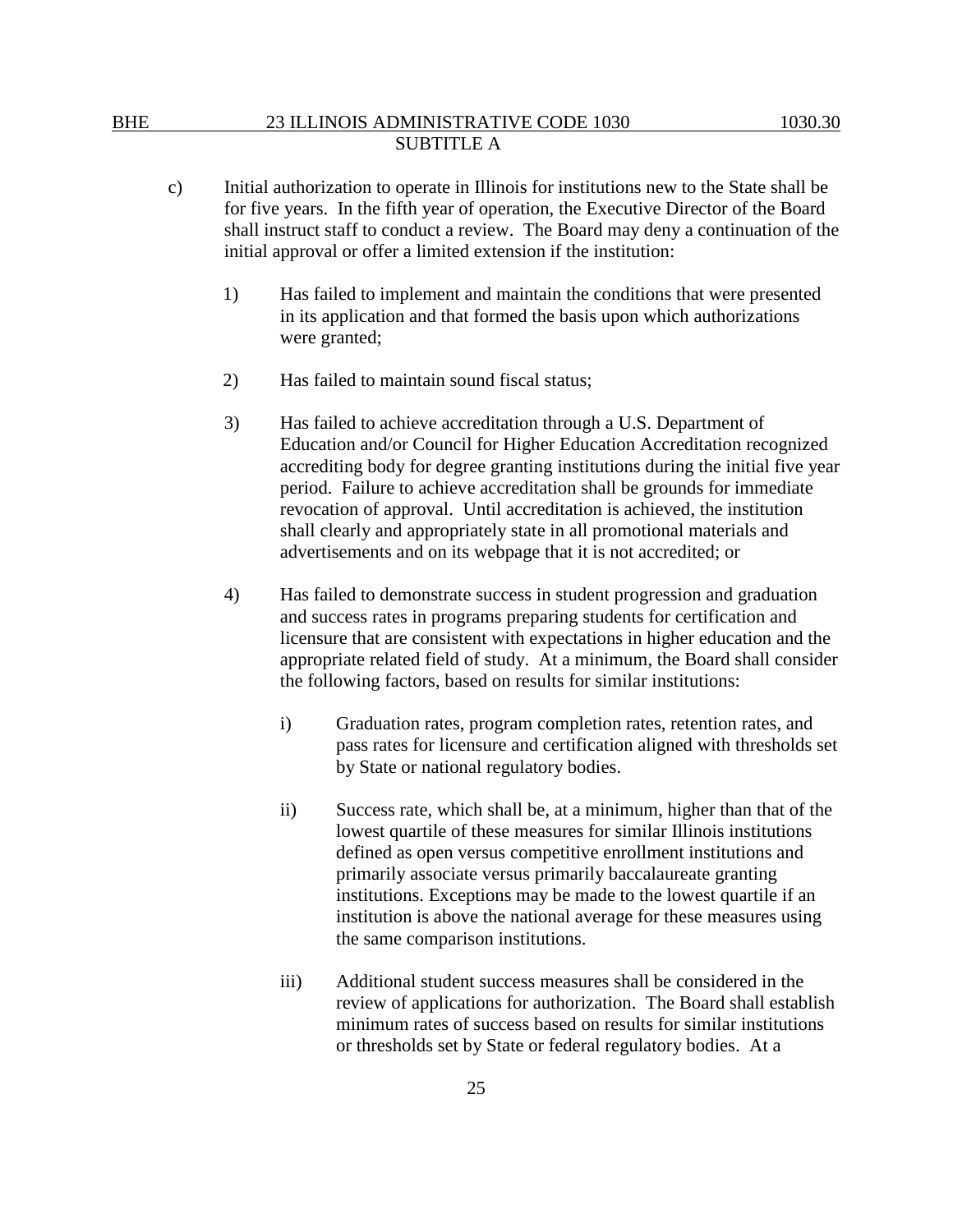c) Initial authorization to operate in Illinois for institutions new to the State shall be for five years. In the fifth year of operation, the Executive Director of the Board shall instruct staff to conduct a review. The Board may deny a continuation of the initial approval or offer a limited extension if the institution:

1) Has failed to implement and maintain the conditions that were presented in its application and that formed the basis upon which authorizations were granted;

2) Has failed to maintain sound fiscal status;

3) Has failed to achieve accreditation through a U.S. Department of Education and/or Council for Higher Education Accreditation recognized accrediting body for degree granting institutions during the initial five year period. Failure to achieve accreditation shall be grounds for immediate revocation of approval. Until accreditation is achieved, the institution shall clearly and appropriately state in all promotional materials and advertisements and on its webpage that it is not accredited; or

4) Has failed to demonstrate success in student progression and graduation and success rates in programs preparing students for certification and licensure that are consistent with expectations in higher education and the appropriate related field of study. At a minimum, the Board shall consider the following factors, based on results for similar institutions:

i) Graduation rates, program completion rates, retention rates, and pass rates for licensure and certification aligned with thresholds set by State or national regulatory bodies.

ii) Success rate, which shall be, at a minimum, higher than that of the lowest quartile of these measures for similar Illinois institutions defined as open versus competitive enrollment institutions and primarily associate versus primarily baccalaureate granting institutions. Exceptions may be made to the lowest quartile if an institution is above the national average for these measures using the same comparison institutions.

iii) Additional student success measures shall be considered in the review of applications for authorization. The Board shall establish minimum rates of success based on results for similar institutions or thresholds set by State or federal regulatory bodies. At a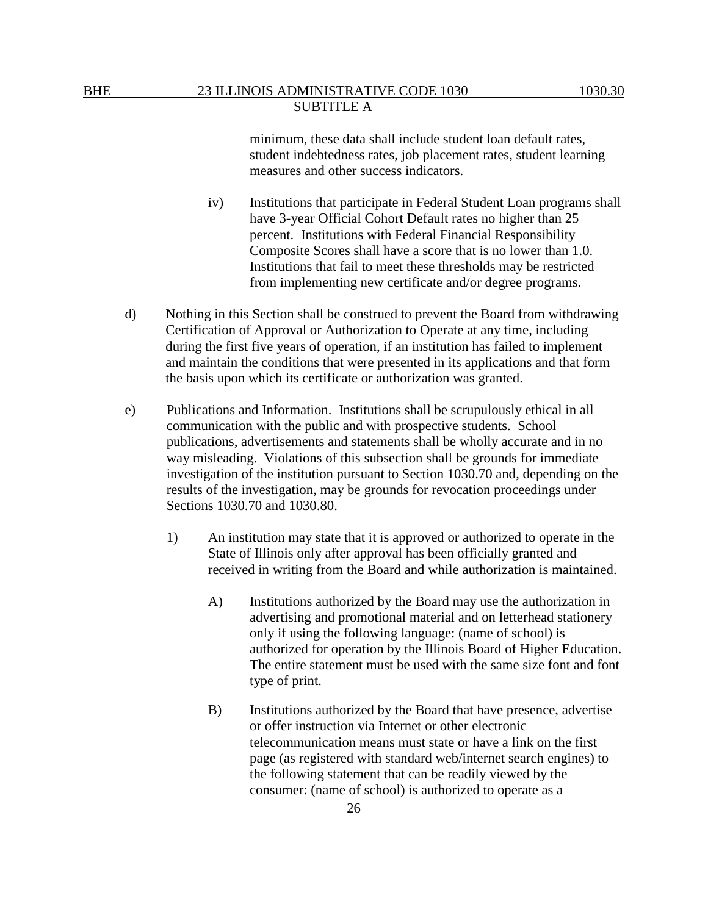minimum, these data shall include student loan default rates, student indebtedness rates, job placement rates, student learning measures and other success indicators.

iv) Institutions that participate in Federal Student Loan programs shall have 3-year Official Cohort Default rates no higher than 25 percent. Institutions with Federal Financial Responsibility Composite Scores shall have a score that is no lower than 1.0. Institutions that fail to meet these thresholds may be restricted from implementing new certificate and/or degree programs.

d) Nothing in this Section shall be construed to prevent the Board from withdrawing Certification of Approval or Authorization to Operate at any time, including during the first five years of operation, if an institution has failed to implement and maintain the conditions that were presented in its applications and that form the basis upon which its certificate or authorization was granted.

e) Publications and Information. Institutions shall be scrupulously ethical in all communication with the public and with prospective students. School publications, advertisements and statements shall be wholly accurate and in no way misleading. Violations of this subsection shall be grounds for immediate investigation of the institution pursuant to Section 1030.70 and, depending on the results of the investigation, may be grounds for revocation proceedings under Sections 1030.70 and 1030.80.

1) An institution may state that it is approved or authorized to operate in the State of Illinois only after approval has been officially granted and received in writing from the Board and while authorization is maintained.

A) Institutions authorized by the Board may use the authorization in advertising and promotional material and on letterhead stationery only if using the following language: (name of school) is authorized for operation by the Illinois Board of Higher Education. The entire statement must be used with the same size font and font type of print.

B) Institutions authorized by the Board that have presence, advertise or offer instruction via Internet or other electronic telecommunication means must state or have a link on the first page (as registered with standard web/internet search engines) to the following statement that can be readily viewed by the consumer: (name of school) is authorized to operate as a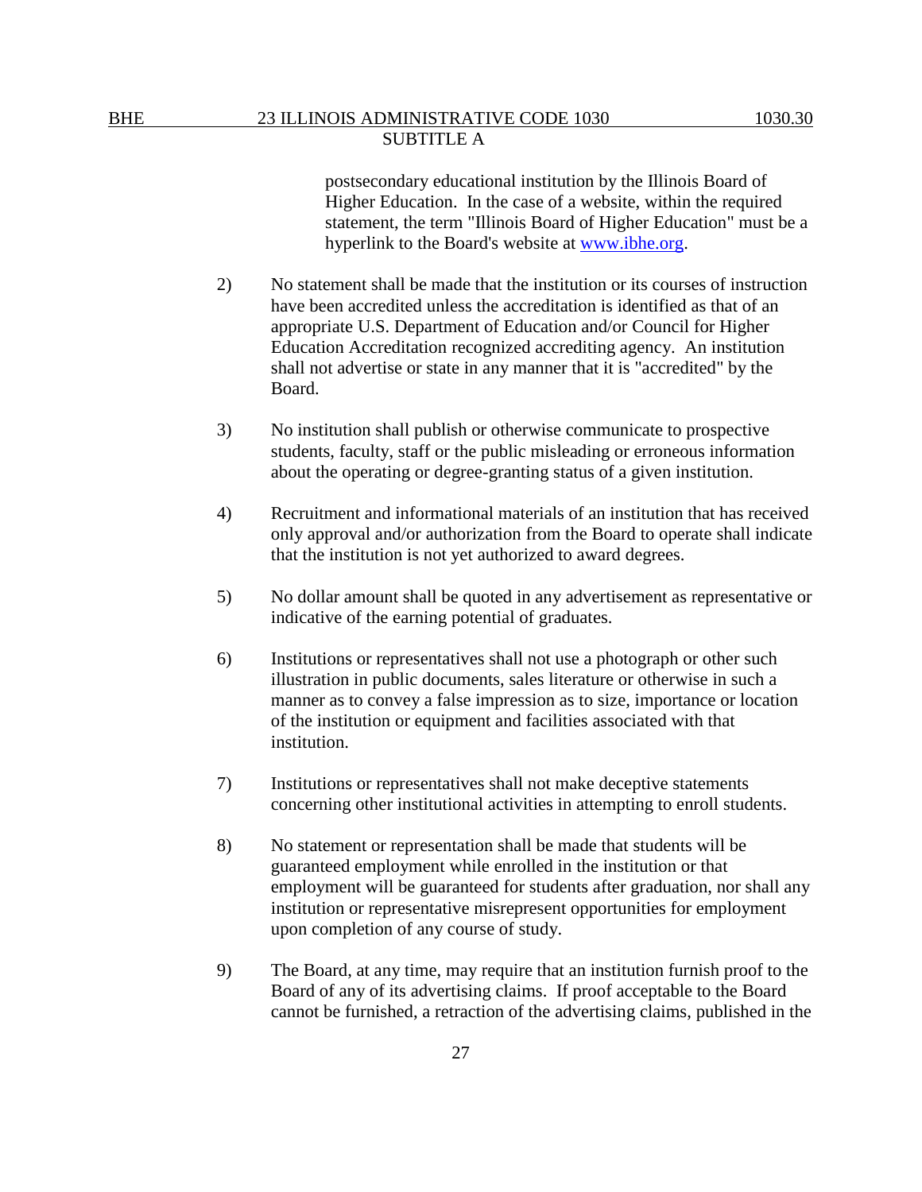postsecondary educational institution by the Illinois Board of Higher Education. In the case of a website, within the required statement, the term "Illinois Board of Higher Education" must be a hyperlink to the Board's website at [www.ibhe.org](http://www.ibhe.org).

2) No statement shall be made that the institution or its courses of instruction have been accredited unless the accreditation is identified as that of an appropriate U.S. Department of Education and/or Council for Higher Education Accreditation recognized accrediting agency. An institution shall not advertise or state in any manner that it is "accredited" by the Board.

3) No institution shall publish or otherwise communicate to prospective students, faculty, staff or the public misleading or erroneous information about the operating or degree-granting status of a given institution.

4) Recruitment and informational materials of an institution that has received only approval and/or authorization from the Board to operate shall indicate that the institution is not yet authorized to award degrees.

5) No dollar amount shall be quoted in any advertisement as representative or indicative of the earning potential of graduates.

6) Institutions or representatives shall not use a photograph or other such illustration in public documents, sales literature or otherwise in such a manner as to convey a false impression as to size, importance or location of the institution or equipment and facilities associated with that institution.

7) Institutions or representatives shall not make deceptive statements concerning other institutional activities in attempting to enroll students.

8) No statement or representation shall be made that students will be guaranteed employment while enrolled in the institution or that employment will be guaranteed for students after graduation, nor shall any institution or representative misrepresent opportunities for employment upon completion of any course of study.

9) The Board, at any time, may require that an institution furnish proof to the Board of any of its advertising claims. If proof acceptable to the Board cannot be furnished, a retraction of the advertising claims, published in the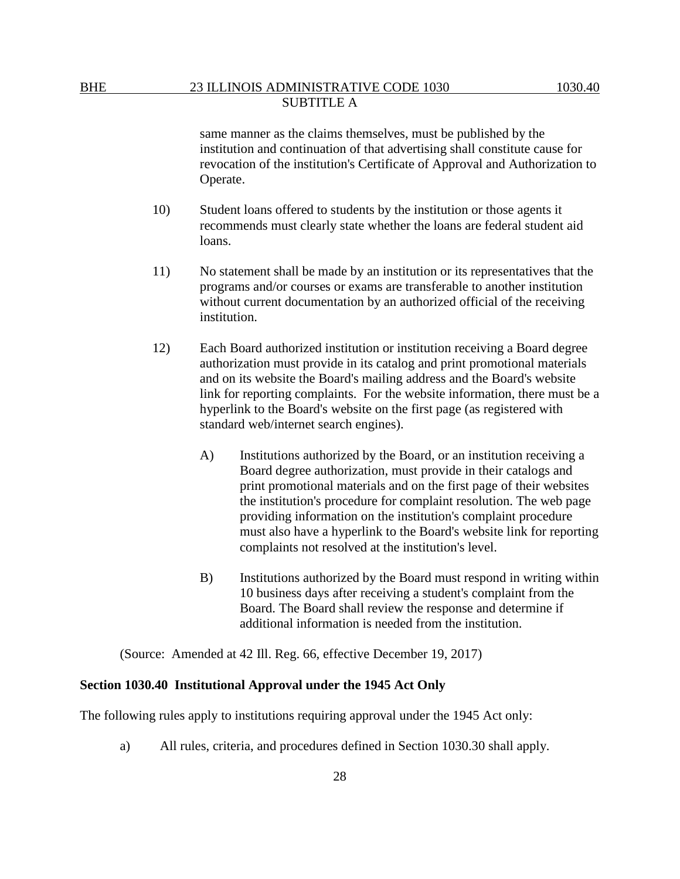same manner as the claims themselves, must be published by the institution and continuation of that advertising shall constitute cause for revocation of the institution's Certificate of Approval and Authorization to Operate.

10) Student loans offered to students by the institution or those agents it recommends must clearly state whether the loans are federal student aid loans.

11) No statement shall be made by an institution or its representatives that the programs and/or courses or exams are transferable to another institution without current documentation by an authorized official of the receiving institution.

12) Each Board authorized institution or institution receiving a Board degree authorization must provide in its catalog and print promotional materials and on its website the Board's mailing address and the Board's website link for reporting complaints. For the website information, there must be a hyperlink to the Board's website on the first page (as registered with standard web/internet search engines).

A) Institutions authorized by the Board, or an institution receiving a Board degree authorization, must provide in their catalogs and print promotional materials and on the first page of their websites the institution's procedure for complaint resolution. The web page providing information on the institution's complaint procedure must also have a hyperlink to the Board's website link for reporting complaints not resolved at the institution's level.

B) Institutions authorized by the Board must respond in writing within 10 business days after receiving a student's complaint from the Board. The Board shall review the response and determine if additional information is needed from the institution.

(Source: Amended at 42 Ill. Reg. 66, effective December 19, 2017)

**Section 1030.40 Institutional Approval under the 1945 Act Only**

The following rules apply to institutions requiring approval under the 1945 Act only:

a) All rules, criteria, and procedures defined in Section 1030.30 shall apply.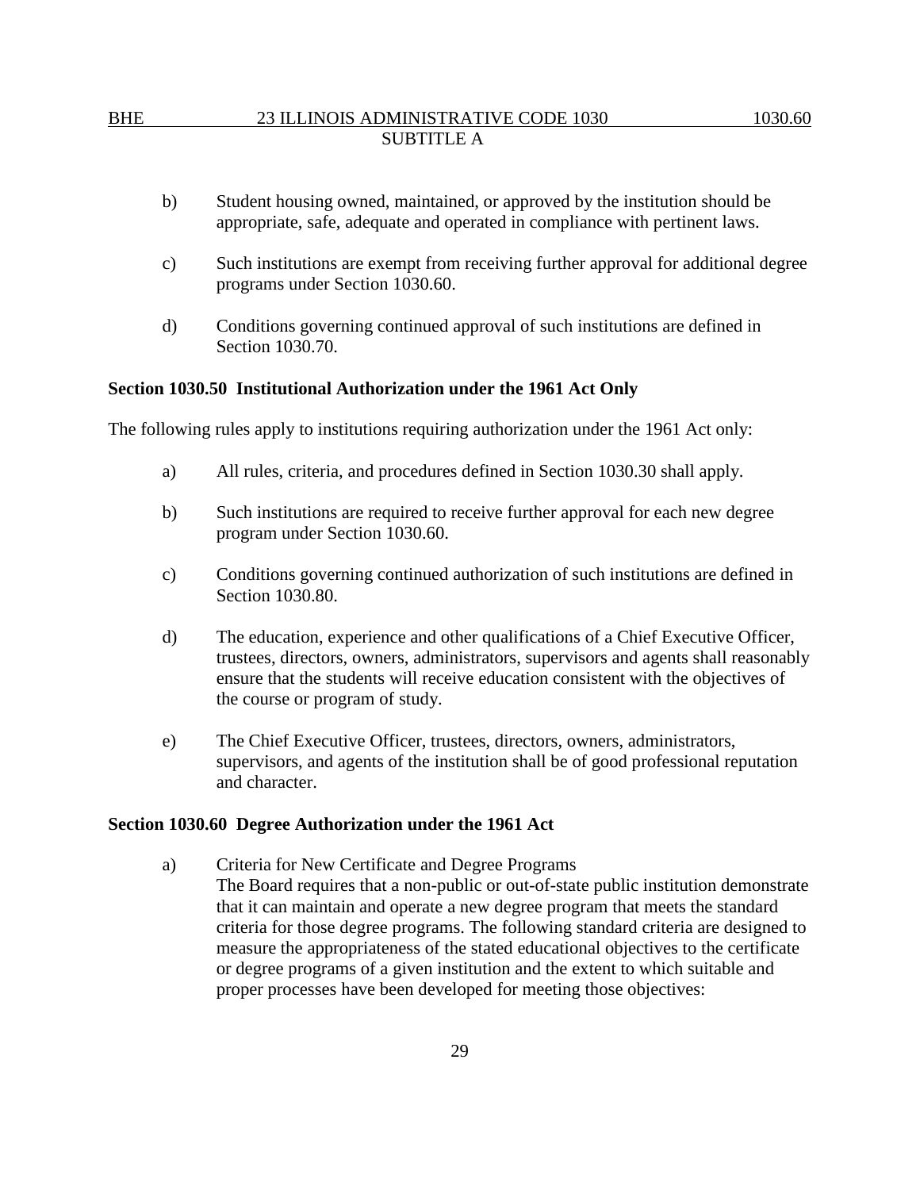b) Student housing owned, maintained, or approved by the institution should be appropriate, safe, adequate and operated in compliance with pertinent laws.

c) Such institutions are exempt from receiving further approval for additional degree programs under Section 1030.60.

d) Conditions governing continued approval of such institutions are defined in Section 1030.70.

**Section 1030.50 Institutional Authorization under the 1961 Act Only**

The following rules apply to institutions requiring authorization under the 1961 Act only:

a) All rules, criteria, and procedures defined in Section 1030.30 shall apply.

b) Such institutions are required to receive further approval for each new degree program under Section 1030.60.

c) Conditions governing continued authorization of such institutions are defined in Section 1030.80.

d) The education, experience and other qualifications of a Chief Executive Officer, trustees, directors, owners, administrators, supervisors and agents shall reasonably ensure that the students will receive education consistent with the objectives of the course or program of study.

e) The Chief Executive Officer, trustees, directors, owners, administrators, supervisors, and agents of the institution shall be of good professional reputation and character.

**Section 1030.60 Degree Authorization under the 1961 Act**

a) Criteria for New Certificate and Degree Programs
The Board requires that a non-public or out-of-state public institution demonstrate that it can maintain and operate a new degree program that meets the standard criteria for those degree programs. The following standard criteria are designed to measure the appropriateness of the stated educational objectives to the certificate or degree programs of a given institution and the extent to which suitable and proper processes have been developed for meeting those objectives: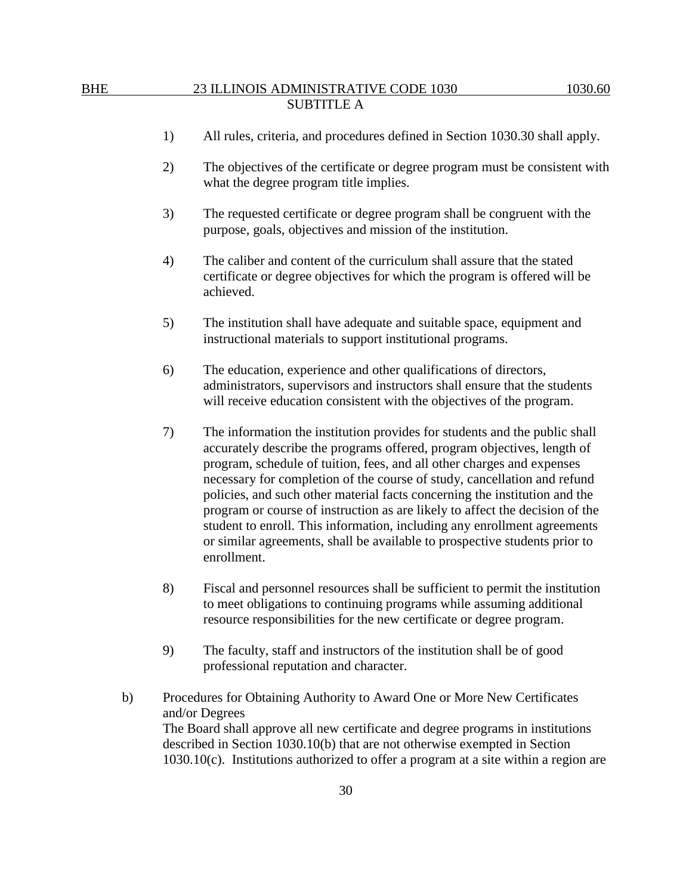1) All rules, criteria, and procedures defined in Section 1030.30 shall apply.

2) The objectives of the certificate or degree program must be consistent with what the degree program title implies.

3) The requested certificate or degree program shall be congruent with the purpose, goals, objectives and mission of the institution.

4) The caliber and content of the curriculum shall assure that the stated certificate or degree objectives for which the program is offered will be achieved.

5) The institution shall have adequate and suitable space, equipment and instructional materials to support institutional programs.

6) The education, experience and other qualifications of directors, administrators, supervisors and instructors shall ensure that the students will receive education consistent with the objectives of the program.

7) The information the institution provides for students and the public shall accurately describe the programs offered, program objectives, length of program, schedule of tuition, fees, and all other charges and expenses necessary for completion of the course of study, cancellation and refund policies, and such other material facts concerning the institution and the program or course of instruction as are likely to affect the decision of the student to enroll. This information, including any enrollment agreements or similar agreements, shall be available to prospective students prior to enrollment.

8) Fiscal and personnel resources shall be sufficient to permit the institution to meet obligations to continuing programs while assuming additional resource responsibilities for the new certificate or degree program.

9) The faculty, staff and instructors of the institution shall be of good professional reputation and character.

b) Procedures for Obtaining Authority to Award One or More New Certificates and/or Degrees

The Board shall approve all new certificate and degree programs in institutions described in Section 1030.10(b) that are not otherwise exempted in Section 1030.10(c). Institutions authorized to offer a program at a site within a region are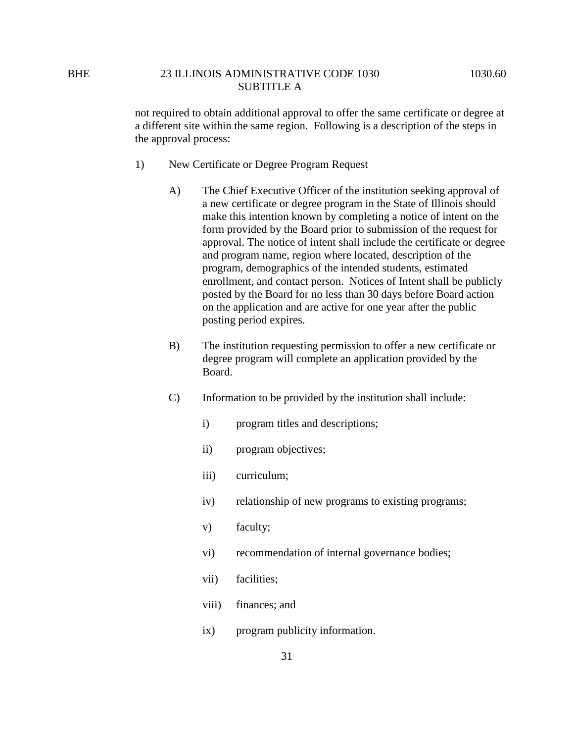not required to obtain additional approval to offer the same certificate or degree at a different site within the same region. Following is a description of the steps in the approval process:

1) New Certificate or Degree Program Request

   A) The Chief Executive Officer of the institution seeking approval of a new certificate or degree program in the State of Illinois should make this intention known by completing a notice of intent on the form provided by the Board prior to submission of the request for approval. The notice of intent shall include the certificate or degree and program name, region where located, description of the program, demographics of the intended students, estimated enrollment, and contact person. Notices of Intent shall be publicly posted by the Board for no less than 30 days before Board action on the application and are active for one year after the public posting period expires.

   B) The institution requesting permission to offer a new certificate or degree program will complete an application provided by the Board.

   C) Information to be provided by the institution shall include:

      i) program titles and descriptions;

      ii) program objectives;

      iii) curriculum;

      iv) relationship of new programs to existing programs;

      v) faculty;

      vi) recommendation of internal governance bodies;

      vii) facilities;

      viii) finances; and

      ix) program publicity information.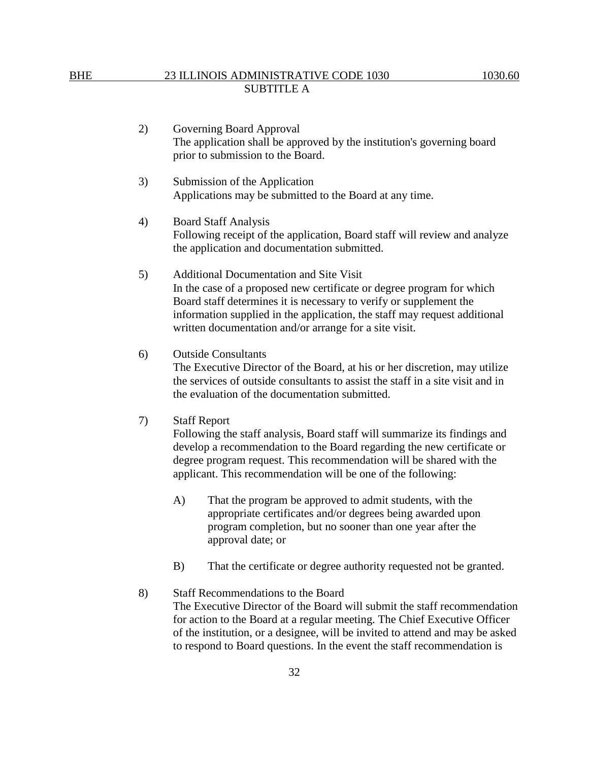2) Governing Board Approval
   The application shall be approved by the institution's governing board prior to submission to the Board.

3) Submission of the Application
   Applications may be submitted to the Board at any time.

4) Board Staff Analysis
   Following receipt of the application, Board staff will review and analyze the application and documentation submitted.

5) Additional Documentation and Site Visit
   In the case of a proposed new certificate or degree program for which Board staff determines it is necessary to verify or supplement the information supplied in the application, the staff may request additional written documentation and/or arrange for a site visit.

6) Outside Consultants
   The Executive Director of the Board, at his or her discretion, may utilize the services of outside consultants to assist the staff in a site visit and in the evaluation of the documentation submitted.

7) Staff Report
   Following the staff analysis, Board staff will summarize its findings and develop a recommendation to the Board regarding the new certificate or degree program request. This recommendation will be shared with the applicant. This recommendation will be one of the following:

   A) That the program be approved to admit students, with the appropriate certificates and/or degrees being awarded upon program completion, but no sooner than one year after the approval date; or

   B) That the certificate or degree authority requested not be granted.

8) Staff Recommendations to the Board
   The Executive Director of the Board will submit the staff recommendation for action to the Board at a regular meeting. The Chief Executive Officer of the institution, or a designee, will be invited to attend and may be asked to respond to Board questions. In the event the staff recommendation is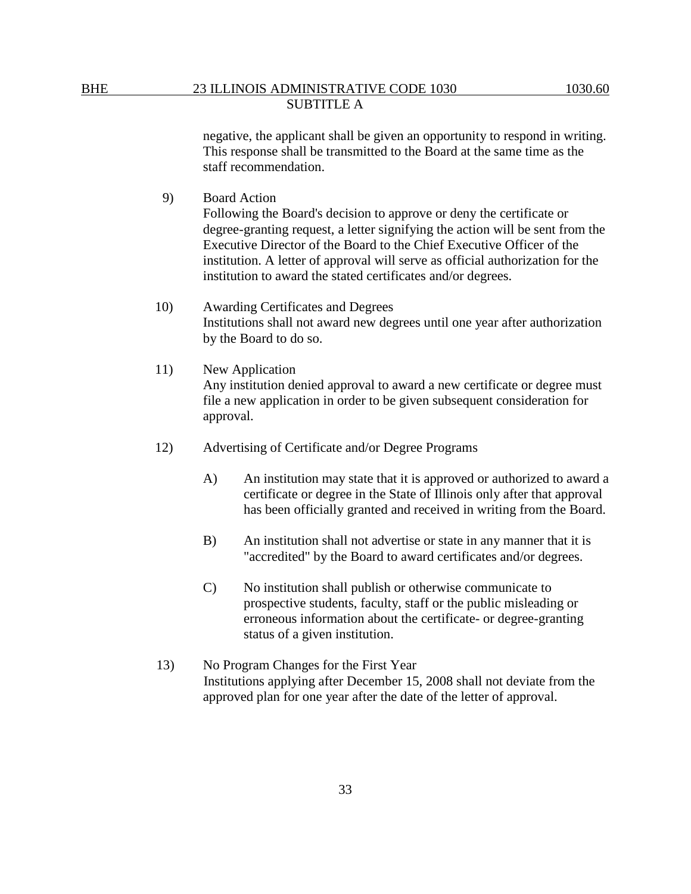negative, the applicant shall be given an opportunity to respond in writing. This response shall be transmitted to the Board at the same time as the staff recommendation.

9) Board Action
Following the Board's decision to approve or deny the certificate or degree-granting request, a letter signifying the action will be sent from the Executive Director of the Board to the Chief Executive Officer of the institution. A letter of approval will serve as official authorization for the institution to award the stated certificates and/or degrees.

10) Awarding Certificates and Degrees
Institutions shall not award new degrees until one year after authorization by the Board to do so.

11) New Application
Any institution denied approval to award a new certificate or degree must file a new application in order to be given subsequent consideration for approval.

12) Advertising of Certificate and/or Degree Programs

A) An institution may state that it is approved or authorized to award a certificate or degree in the State of Illinois only after that approval has been officially granted and received in writing from the Board.

B) An institution shall not advertise or state in any manner that it is "accredited" by the Board to award certificates and/or degrees.

C) No institution shall publish or otherwise communicate to prospective students, faculty, staff or the public misleading or erroneous information about the certificate- or degree-granting status of a given institution.

13) No Program Changes for the First Year
Institutions applying after December 15, 2008 shall not deviate from the approved plan for one year after the date of the letter of approval.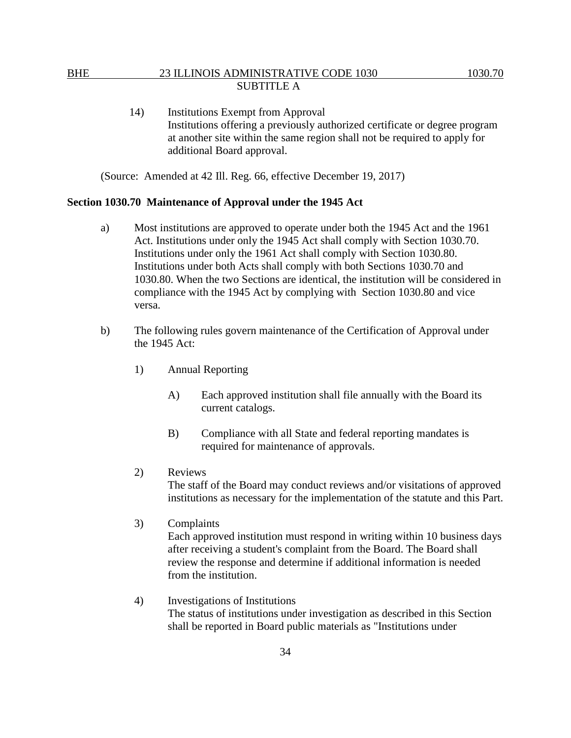14) Institutions Exempt from Approval
Institutions offering a previously authorized certificate or degree program at another site within the same region shall not be required to apply for additional Board approval.

(Source: Amended at 42 Ill. Reg. 66, effective December 19, 2017)

**Section 1030.70 Maintenance of Approval under the 1945 Act**

a) Most institutions are approved to operate under both the 1945 Act and the 1961 Act. Institutions under only the 1945 Act shall comply with Section 1030.70. Institutions under only the 1961 Act shall comply with Section 1030.80. Institutions under both Acts shall comply with both Sections 1030.70 and 1030.80. When the two Sections are identical, the institution will be considered in compliance with the 1945 Act by complying with Section 1030.80 and vice versa.

b) The following rules govern maintenance of the Certification of Approval under the 1945 Act:

1) Annual Reporting

A) Each approved institution shall file annually with the Board its current catalogs.

B) Compliance with all State and federal reporting mandates is required for maintenance of approvals.

2) Reviews
The staff of the Board may conduct reviews and/or visitations of approved institutions as necessary for the implementation of the statute and this Part.

3) Complaints
Each approved institution must respond in writing within 10 business days after receiving a student's complaint from the Board. The Board shall review the response and determine if additional information is needed from the institution.

4) Investigations of Institutions
The status of institutions under investigation as described in this Section shall be reported in Board public materials as "Institutions under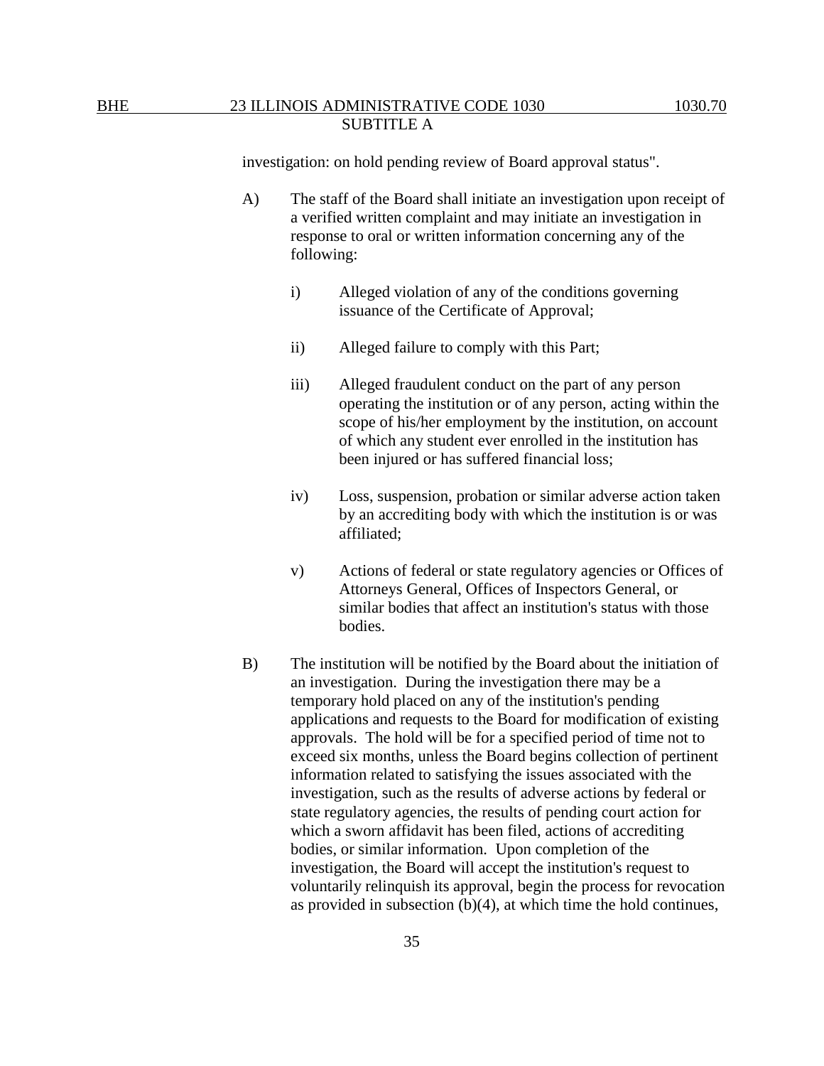investigation: on hold pending review of Board approval status".

A) The staff of the Board shall initiate an investigation upon receipt of a verified written complaint and may initiate an investigation in response to oral or written information concerning any of the following:

   i) Alleged violation of any of the conditions governing issuance of the Certificate of Approval;

   ii) Alleged failure to comply with this Part;

   iii) Alleged fraudulent conduct on the part of any person operating the institution or of any person, acting within the scope of his/her employment by the institution, on account of which any student ever enrolled in the institution has been injured or has suffered financial loss;

   iv) Loss, suspension, probation or similar adverse action taken by an accrediting body with which the institution is or was affiliated;

   v) Actions of federal or state regulatory agencies or Offices of Attorneys General, Offices of Inspectors General, or similar bodies that affect an institution's status with those bodies.

B) The institution will be notified by the Board about the initiation of an investigation. During the investigation there may be a temporary hold placed on any of the institution's pending applications and requests to the Board for modification of existing approvals. The hold will be for a specified period of time not to exceed six months, unless the Board begins collection of pertinent information related to satisfying the issues associated with the investigation, such as the results of adverse actions by federal or state regulatory agencies, the results of pending court action for which a sworn affidavit has been filed, actions of accrediting bodies, or similar information. Upon completion of the investigation, the Board will accept the institution's request to voluntarily relinquish its approval, begin the process for revocation as provided in subsection (b)(4), at which time the hold continues,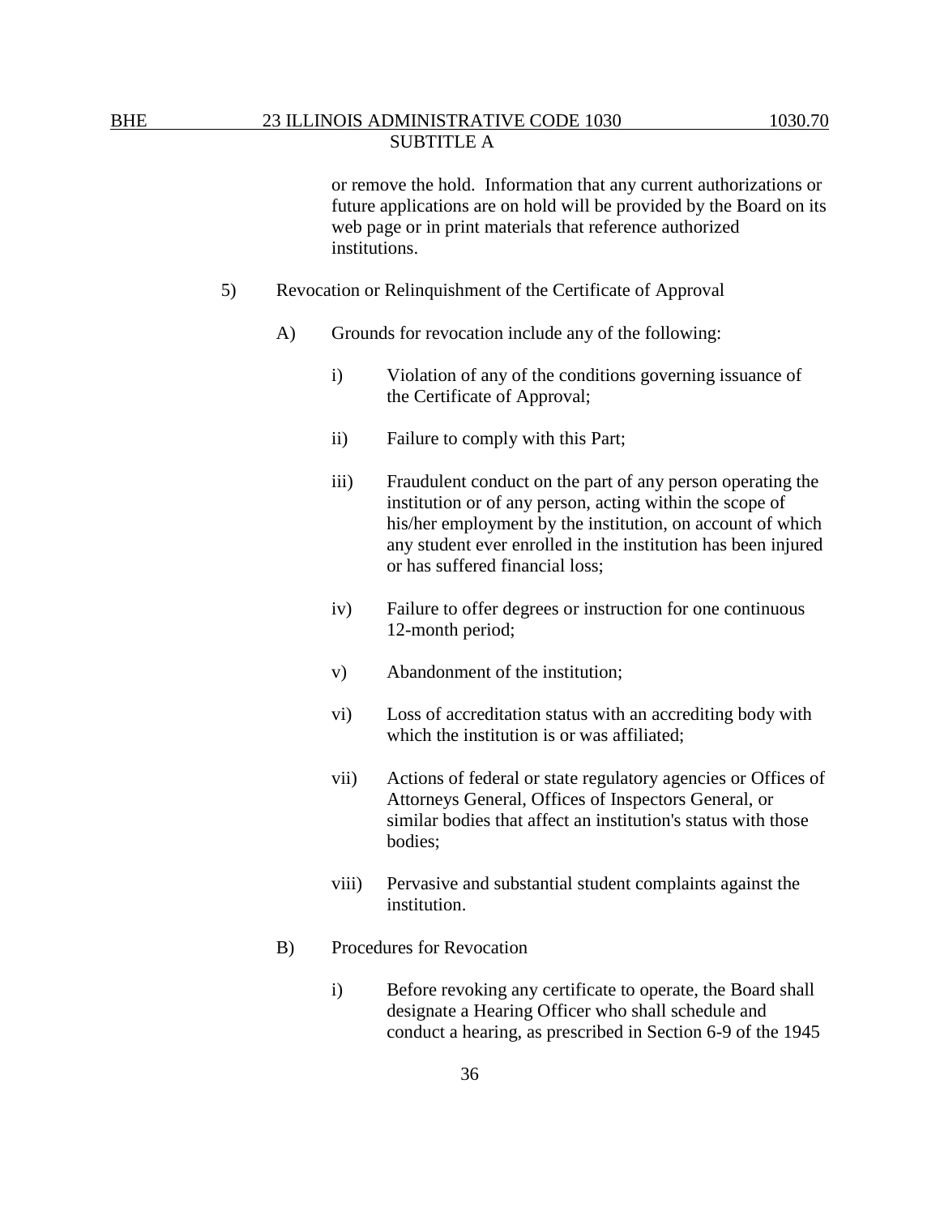or remove the hold. Information that any current authorizations or future applications are on hold will be provided by the Board on its web page or in print materials that reference authorized institutions.

5) Revocation or Relinquishment of the Certificate of Approval

A) Grounds for revocation include any of the following:

i) Violation of any of the conditions governing issuance of the Certificate of Approval;

ii) Failure to comply with this Part;

iii) Fraudulent conduct on the part of any person operating the institution or of any person, acting within the scope of his/her employment by the institution, on account of which any student ever enrolled in the institution has been injured or has suffered financial loss;

iv) Failure to offer degrees or instruction for one continuous 12-month period;

v) Abandonment of the institution;

vi) Loss of accreditation status with an accrediting body with which the institution is or was affiliated;

vii) Actions of federal or state regulatory agencies or Offices of Attorneys General, Offices of Inspectors General, or similar bodies that affect an institution's status with those bodies;

viii) Pervasive and substantial student complaints against the institution.

B) Procedures for Revocation

i) Before revoking any certificate to operate, the Board shall designate a Hearing Officer who shall schedule and conduct a hearing, as prescribed in Section 6-9 of the 1945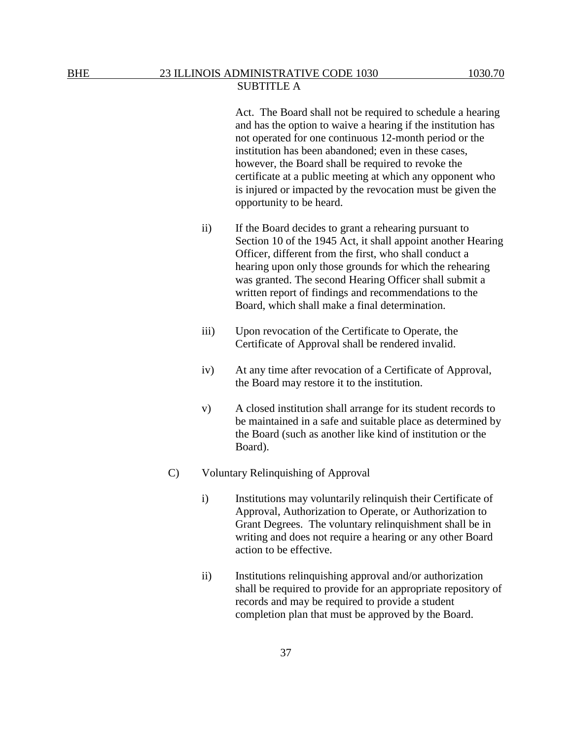Act. The Board shall not be required to schedule a hearing and has the option to waive a hearing if the institution has not operated for one continuous 12-month period or the institution has been abandoned; even in these cases, however, the Board shall be required to revoke the certificate at a public meeting at which any opponent who is injured or impacted by the revocation must be given the opportunity to be heard.

ii) If the Board decides to grant a rehearing pursuant to Section 10 of the 1945 Act, it shall appoint another Hearing Officer, different from the first, who shall conduct a hearing upon only those grounds for which the rehearing was granted. The second Hearing Officer shall submit a written report of findings and recommendations to the Board, which shall make a final determination.

iii) Upon revocation of the Certificate to Operate, the Certificate of Approval shall be rendered invalid.

iv) At any time after revocation of a Certificate of Approval, the Board may restore it to the institution.

v) A closed institution shall arrange for its student records to be maintained in a safe and suitable place as determined by the Board (such as another like kind of institution or the Board).

C) Voluntary Relinquishing of Approval

i) Institutions may voluntarily relinquish their Certificate of Approval, Authorization to Operate, or Authorization to Grant Degrees. The voluntary relinquishment shall be in writing and does not require a hearing or any other Board action to be effective.

ii) Institutions relinquishing approval and/or authorization shall be required to provide for an appropriate repository of records and may be required to provide a student completion plan that must be approved by the Board.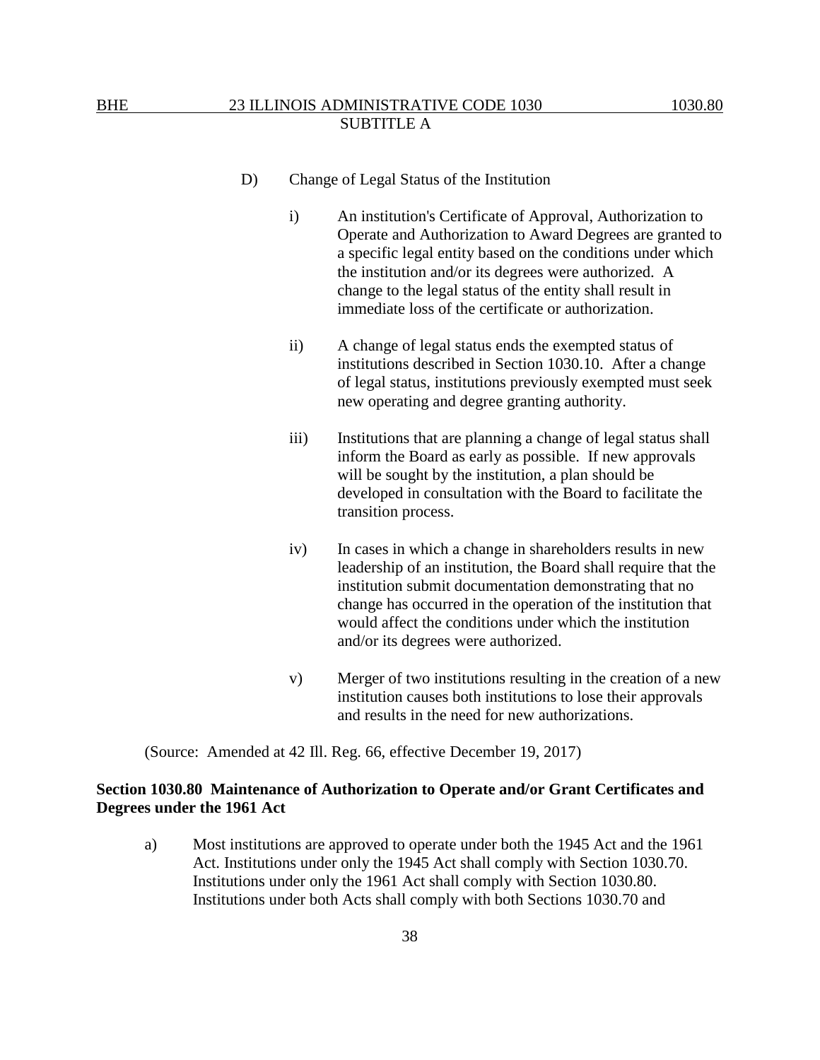D) Change of Legal Status of the Institution

i) An institution's Certificate of Approval, Authorization to Operate and Authorization to Award Degrees are granted to a specific legal entity based on the conditions under which the institution and/or its degrees were authorized. A change to the legal status of the entity shall result in immediate loss of the certificate or authorization.

ii) A change of legal status ends the exempted status of institutions described in Section 1030.10. After a change of legal status, institutions previously exempted must seek new operating and degree granting authority.

iii) Institutions that are planning a change of legal status shall inform the Board as early as possible. If new approvals will be sought by the institution, a plan should be developed in consultation with the Board to facilitate the transition process.

iv) In cases in which a change in shareholders results in new leadership of an institution, the Board shall require that the institution submit documentation demonstrating that no change has occurred in the operation of the institution that would affect the conditions under which the institution and/or its degrees were authorized.

v) Merger of two institutions resulting in the creation of a new institution causes both institutions to lose their approvals and results in the need for new authorizations.

(Source: Amended at 42 Ill. Reg. 66, effective December 19, 2017)

**Section 1030.80 Maintenance of Authorization to Operate and/or Grant Certificates and Degrees under the 1961 Act**

a) Most institutions are approved to operate under both the 1945 Act and the 1961 Act. Institutions under only the 1945 Act shall comply with Section 1030.70. Institutions under only the 1961 Act shall comply with Section 1030.80. Institutions under both Acts shall comply with both Sections 1030.70 and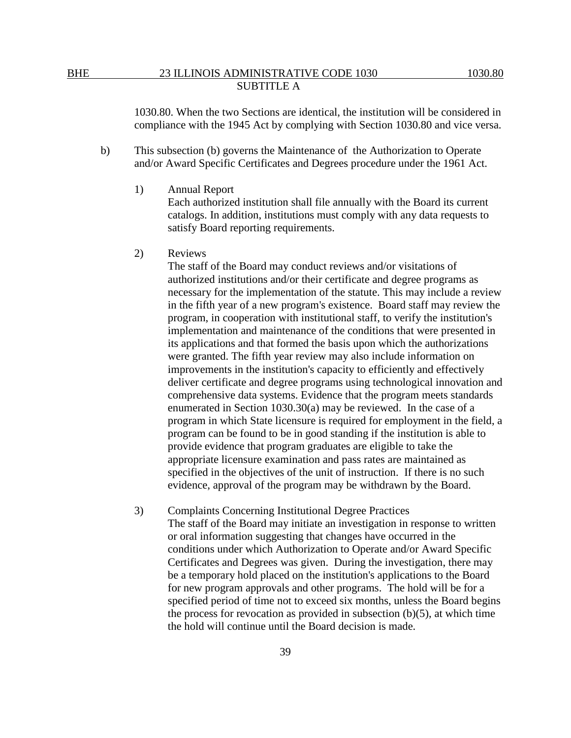1030.80. When the two Sections are identical, the institution will be considered in compliance with the 1945 Act by complying with Section 1030.80 and vice versa.

b) This subsection (b) governs the Maintenance of the Authorization to Operate and/or Award Specific Certificates and Degrees procedure under the 1961 Act.

1) Annual Report
Each authorized institution shall file annually with the Board its current catalogs. In addition, institutions must comply with any data requests to satisfy Board reporting requirements.

2) Reviews
The staff of the Board may conduct reviews and/or visitations of authorized institutions and/or their certificate and degree programs as necessary for the implementation of the statute. This may include a review in the fifth year of a new program's existence. Board staff may review the program, in cooperation with institutional staff, to verify the institution's implementation and maintenance of the conditions that were presented in its applications and that formed the basis upon which the authorizations were granted. The fifth year review may also include information on improvements in the institution's capacity to efficiently and effectively deliver certificate and degree programs using technological innovation and comprehensive data systems. Evidence that the program meets standards enumerated in Section 1030.30(a) may be reviewed. In the case of a program in which State licensure is required for employment in the field, a program can be found to be in good standing if the institution is able to provide evidence that program graduates are eligible to take the appropriate licensure examination and pass rates are maintained as specified in the objectives of the unit of instruction. If there is no such evidence, approval of the program may be withdrawn by the Board.

3) Complaints Concerning Institutional Degree Practices
The staff of the Board may initiate an investigation in response to written or oral information suggesting that changes have occurred in the conditions under which Authorization to Operate and/or Award Specific Certificates and Degrees was given. During the investigation, there may be a temporary hold placed on the institution's applications to the Board for new program approvals and other programs. The hold will be for a specified period of time not to exceed six months, unless the Board begins the process for revocation as provided in subsection (b)(5), at which time the hold will continue until the Board decision is made.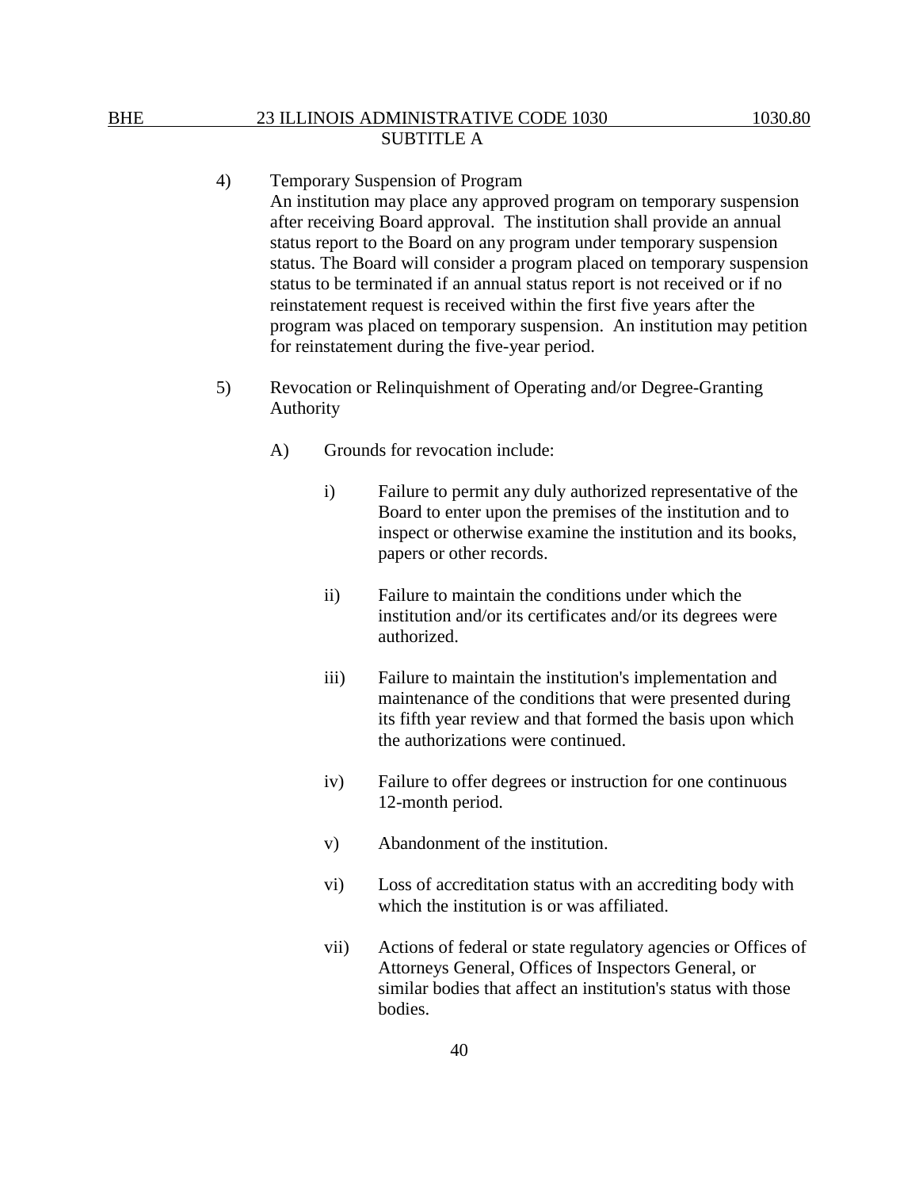4) Temporary Suspension of Program

An institution may place any approved program on temporary suspension after receiving Board approval. The institution shall provide an annual status report to the Board on any program under temporary suspension status. The Board will consider a program placed on temporary suspension status to be terminated if an annual status report is not received or if no reinstatement request is received within the first five years after the program was placed on temporary suspension. An institution may petition for reinstatement during the five-year period.

5) Revocation or Relinquishment of Operating and/or Degree-Granting Authority

A) Grounds for revocation include:

i) Failure to permit any duly authorized representative of the Board to enter upon the premises of the institution and to inspect or otherwise examine the institution and its books, papers or other records.

ii) Failure to maintain the conditions under which the institution and/or its certificates and/or its degrees were authorized.

iii) Failure to maintain the institution's implementation and maintenance of the conditions that were presented during its fifth year review and that formed the basis upon which the authorizations were continued.

iv) Failure to offer degrees or instruction for one continuous 12-month period.

v) Abandonment of the institution.

vi) Loss of accreditation status with an accrediting body with which the institution is or was affiliated.

vii) Actions of federal or state regulatory agencies or Offices of Attorneys General, Offices of Inspectors General, or similar bodies that affect an institution's status with those bodies.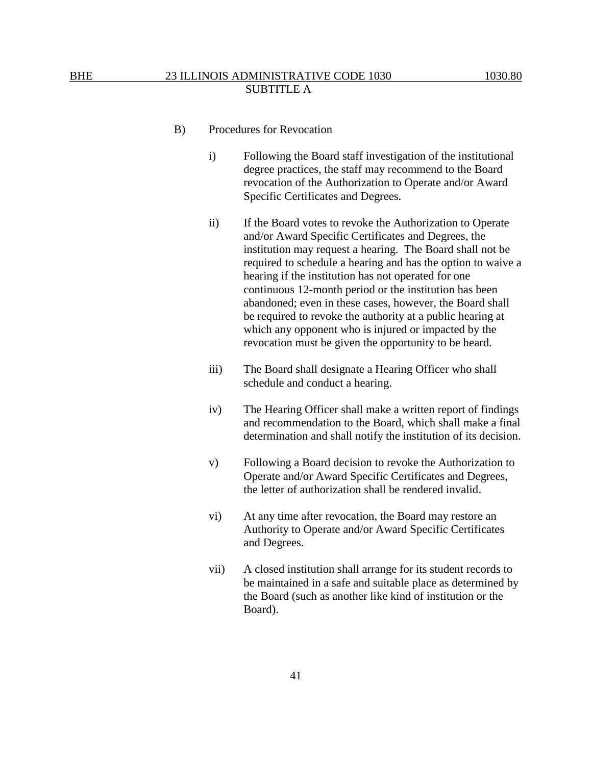B) Procedures for Revocation

i) Following the Board staff investigation of the institutional degree practices, the staff may recommend to the Board revocation of the Authorization to Operate and/or Award Specific Certificates and Degrees.

ii) If the Board votes to revoke the Authorization to Operate and/or Award Specific Certificates and Degrees, the institution may request a hearing. The Board shall not be required to schedule a hearing and has the option to waive a hearing if the institution has not operated for one continuous 12-month period or the institution has been abandoned; even in these cases, however, the Board shall be required to revoke the authority at a public hearing at which any opponent who is injured or impacted by the revocation must be given the opportunity to be heard.

iii) The Board shall designate a Hearing Officer who shall schedule and conduct a hearing.

iv) The Hearing Officer shall make a written report of findings and recommendation to the Board, which shall make a final determination and shall notify the institution of its decision.

v) Following a Board decision to revoke the Authorization to Operate and/or Award Specific Certificates and Degrees, the letter of authorization shall be rendered invalid.

vi) At any time after revocation, the Board may restore an Authority to Operate and/or Award Specific Certificates and Degrees.

vii) A closed institution shall arrange for its student records to be maintained in a safe and suitable place as determined by the Board (such as another like kind of institution or the Board).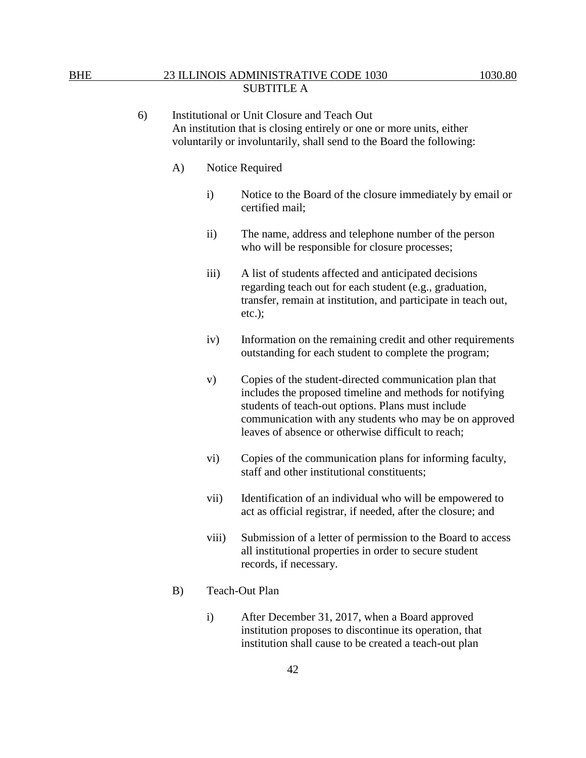6) Institutional or Unit Closure and Teach Out
An institution that is closing entirely or one or more units, either voluntarily or involuntarily, shall send to the Board the following:

A) Notice Required

i) Notice to the Board of the closure immediately by email or certified mail;

ii) The name, address and telephone number of the person who will be responsible for closure processes;

iii) A list of students affected and anticipated decisions regarding teach out for each student (e.g., graduation, transfer, remain at institution, and participate in teach out, etc.);

iv) Information on the remaining credit and other requirements outstanding for each student to complete the program;

v) Copies of the student-directed communication plan that includes the proposed timeline and methods for notifying students of teach-out options. Plans must include communication with any students who may be on approved leaves of absence or otherwise difficult to reach;

vi) Copies of the communication plans for informing faculty, staff and other institutional constituents;

vii) Identification of an individual who will be empowered to act as official registrar, if needed, after the closure; and

viii) Submission of a letter of permission to the Board to access all institutional properties in order to secure student records, if necessary.

B) Teach-Out Plan

i) After December 31, 2017, when a Board approved institution proposes to discontinue its operation, that institution shall cause to be created a teach-out plan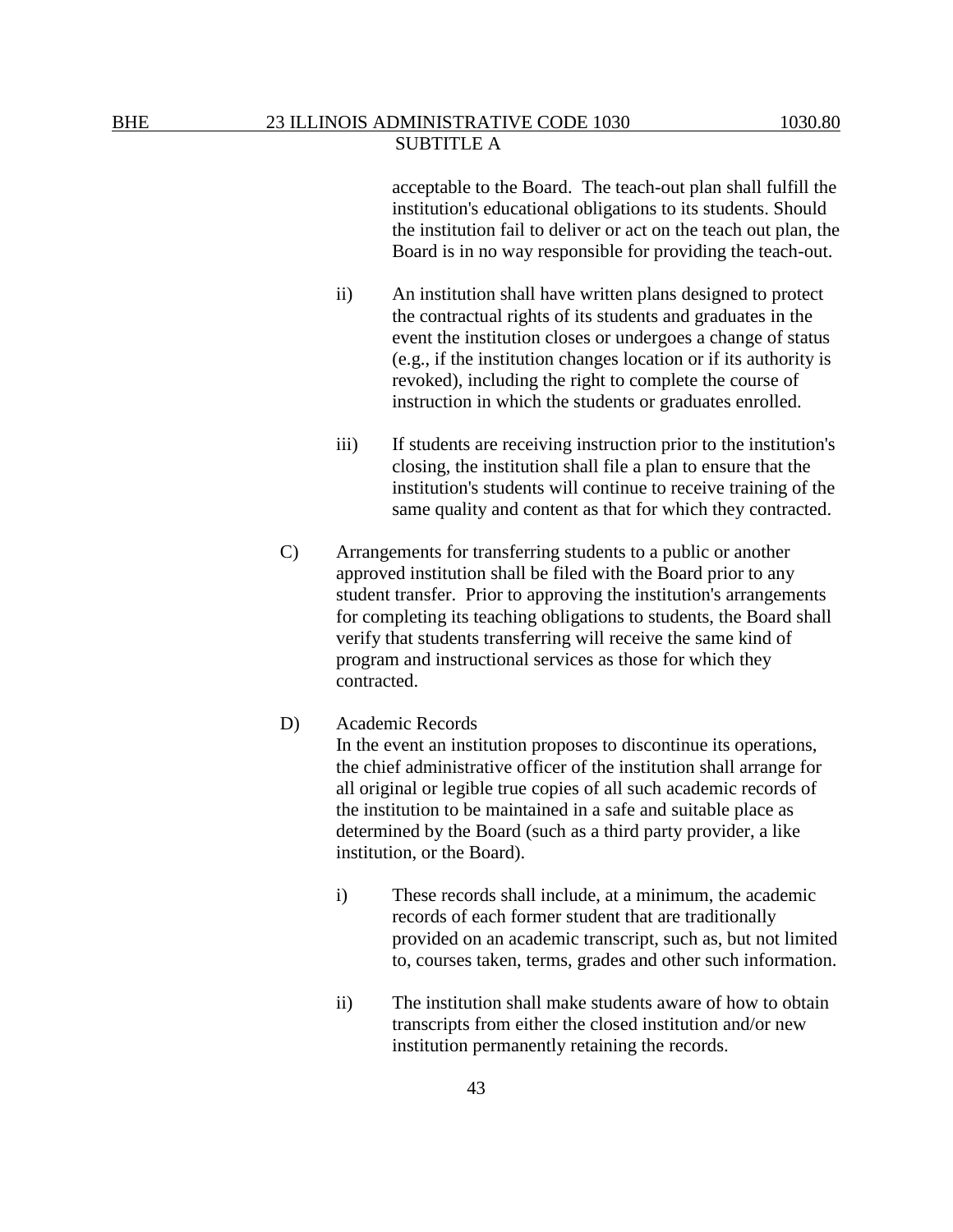acceptable to the Board. The teach-out plan shall fulfill the institution's educational obligations to its students. Should the institution fail to deliver or act on the teach out plan, the Board is in no way responsible for providing the teach-out.

ii) An institution shall have written plans designed to protect the contractual rights of its students and graduates in the event the institution closes or undergoes a change of status (e.g., if the institution changes location or if its authority is revoked), including the right to complete the course of instruction in which the students or graduates enrolled.

iii) If students are receiving instruction prior to the institution's closing, the institution shall file a plan to ensure that the institution's students will continue to receive training of the same quality and content as that for which they contracted.

C) Arrangements for transferring students to a public or another approved institution shall be filed with the Board prior to any student transfer. Prior to approving the institution's arrangements for completing its teaching obligations to students, the Board shall verify that students transferring will receive the same kind of program and instructional services as those for which they contracted.

D) Academic Records

In the event an institution proposes to discontinue its operations, the chief administrative officer of the institution shall arrange for all original or legible true copies of all such academic records of the institution to be maintained in a safe and suitable place as determined by the Board (such as a third party provider, a like institution, or the Board).

i) These records shall include, at a minimum, the academic records of each former student that are traditionally provided on an academic transcript, such as, but not limited to, courses taken, terms, grades and other such information.

ii) The institution shall make students aware of how to obtain transcripts from either the closed institution and/or new institution permanently retaining the records.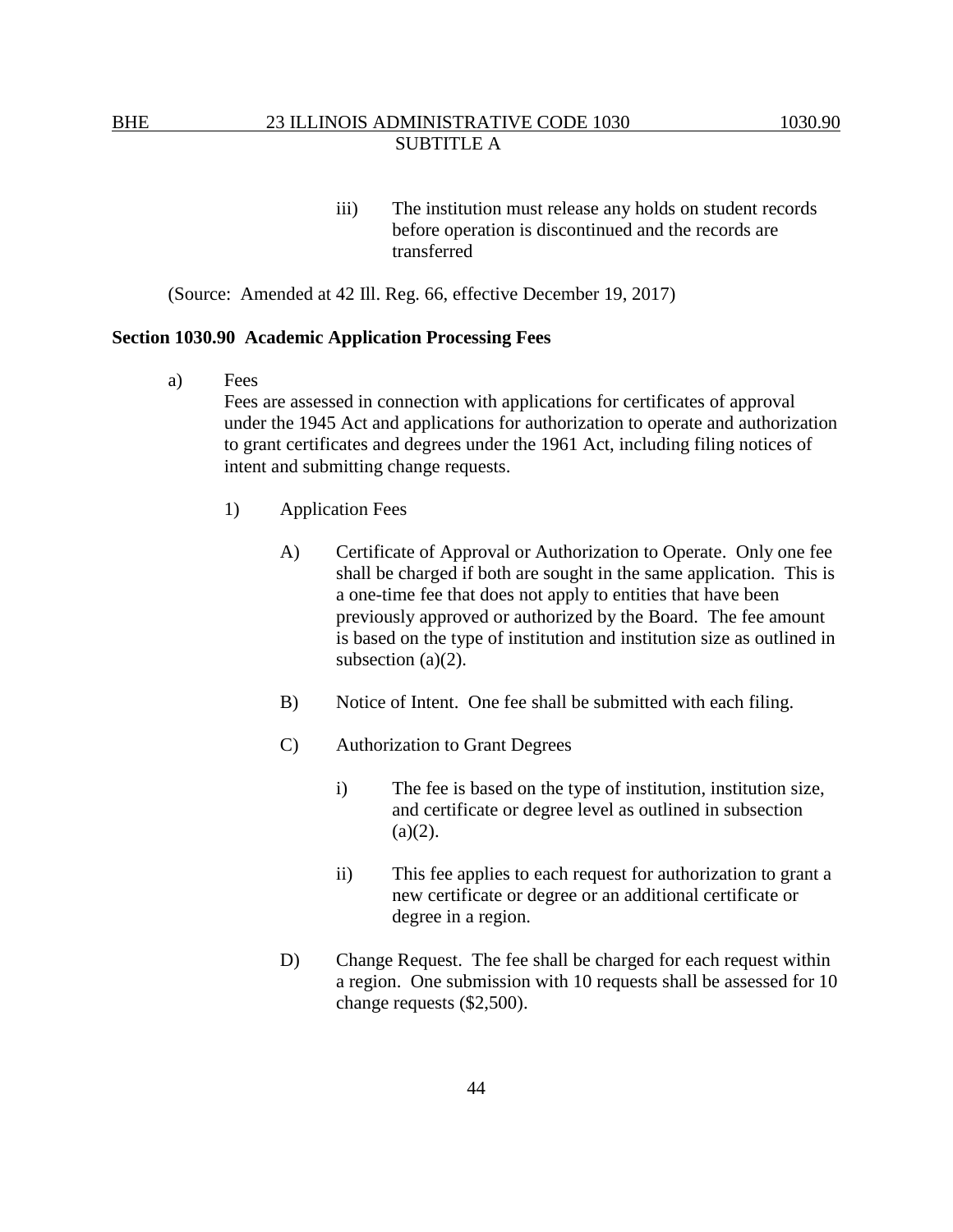iii) The institution must release any holds on student records before operation is discontinued and the records are transferred

(Source: Amended at 42 Ill. Reg. 66, effective December 19, 2017)

**Section 1030.90 Academic Application Processing Fees**

a) Fees

Fees are assessed in connection with applications for certificates of approval under the 1945 Act and applications for authorization to operate and authorization to grant certificates and degrees under the 1961 Act, including filing notices of intent and submitting change requests.

1) Application Fees

A) Certificate of Approval or Authorization to Operate. Only one fee shall be charged if both are sought in the same application. This is a one-time fee that does not apply to entities that have been previously approved or authorized by the Board. The fee amount is based on the type of institution and institution size as outlined in subsection (a)(2).

B) Notice of Intent. One fee shall be submitted with each filing.

C) Authorization to Grant Degrees

i) The fee is based on the type of institution, institution size, and certificate or degree level as outlined in subsection (a)(2).

ii) This fee applies to each request for authorization to grant a new certificate or degree or an additional certificate or degree in a region.

D) Change Request. The fee shall be charged for each request within a region. One submission with 10 requests shall be assessed for 10 change requests ($2,500).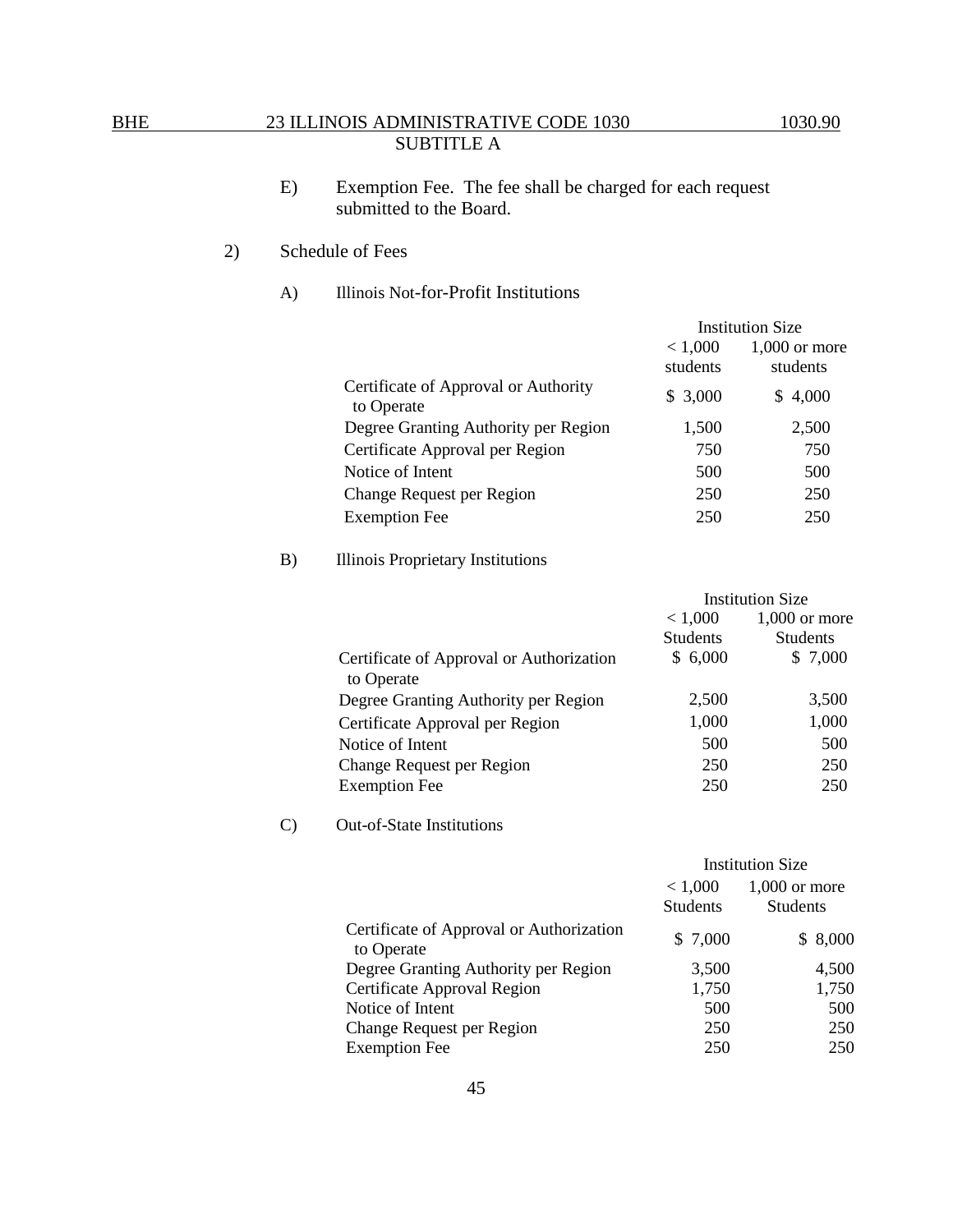E) Exemption Fee. The fee shall be charged for each request submitted to the Board.

2) Schedule of Fees

A) Illinois Not-for-Profit Institutions

| | Institution Size | |
|---|---|---|
| | < 1,000 students | 1,000 or more students |
| Certificate of Approval or Authority to Operate | $ 3,000 | $ 4,000 |
| Degree Granting Authority per Region | 1,500 | 2,500 |
| Certificate Approval per Region | 750 | 750 |
| Notice of Intent | 500 | 500 |
| Change Request per Region | 250 | 250 |
| Exemption Fee | 250 | 250 |

B) Illinois Proprietary Institutions

| | Institution Size | |
|---|---|---|
| | < 1,000 Students | 1,000 or more Students |
| Certificate of Approval or Authorization to Operate | $ 6,000 | $ 7,000 |
| Degree Granting Authority per Region | 2,500 | 3,500 |
| Certificate Approval per Region | 1,000 | 1,000 |
| Notice of Intent | 500 | 500 |
| Change Request per Region | 250 | 250 |
| Exemption Fee | 250 | 250 |

C) Out-of-State Institutions

| | Institution Size | |
|---|---|---|
| | < 1,000 Students | 1,000 or more Students |
| Certificate of Approval or Authorization to Operate | $ 7,000 | $ 8,000 |
| Degree Granting Authority per Region | 3,500 | 4,500 |
| Certificate Approval Region | 1,750 | 1,750 |
| Notice of Intent | 500 | 500 |
| Change Request per Region | 250 | 250 |
| Exemption Fee | 250 | 250 |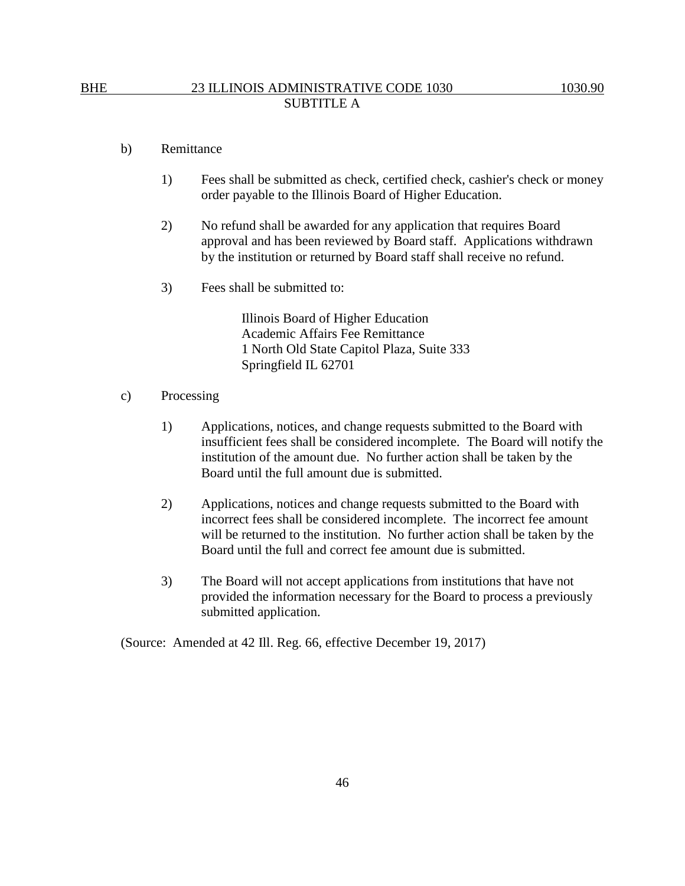b) Remittance

1) Fees shall be submitted as check, certified check, cashier's check or money order payable to the Illinois Board of Higher Education.

2) No refund shall be awarded for any application that requires Board approval and has been reviewed by Board staff. Applications withdrawn by the institution or returned by Board staff shall receive no refund.

3) Fees shall be submitted to:

   Illinois Board of Higher Education
   Academic Affairs Fee Remittance
   1 North Old State Capitol Plaza, Suite 333
   Springfield IL 62701

c) Processing

1) Applications, notices, and change requests submitted to the Board with insufficient fees shall be considered incomplete. The Board will notify the institution of the amount due. No further action shall be taken by the Board until the full amount due is submitted.

2) Applications, notices and change requests submitted to the Board with incorrect fees shall be considered incomplete. The incorrect fee amount will be returned to the institution. No further action shall be taken by the Board until the full and correct fee amount due is submitted.

3) The Board will not accept applications from institutions that have not provided the information necessary for the Board to process a previously submitted application.

(Source: Amended at 42 Ill. Reg. 66, effective December 19, 2017)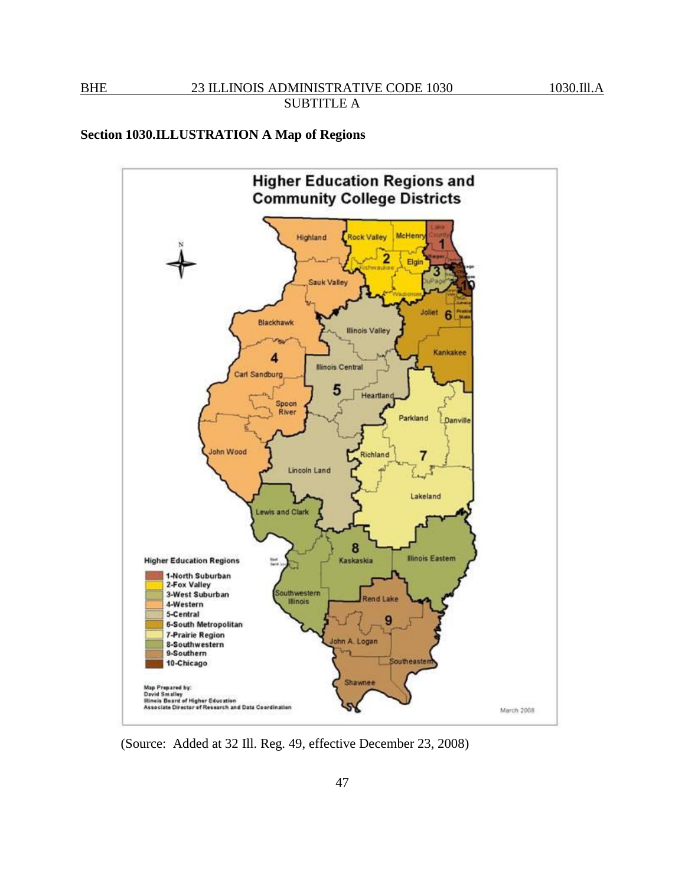## Section 1030.ILLUSTRATION A Map of Regions

**Higher Education Regions and Community College Districts**

Highland
Rock Valley
McHenry
Lake County
1
2
Elgin
Kishwaukee
Harper
3
DuPage
Sauk Valley
Waubonsee
10
Joliet
6
Prairie State
Blackhawk
Illinois Valley
Kankakee
4
Carl Sandburg
Illinois Central
5
Heartland
Spoon River
Parkland
Danville
John Wood
Richland
7
Lincoln Land
Lakeland
Lewis and Clark
8
Kaskaskia
Illinois Eastern
Southwestern Illinois
Rend Lake
9
John A. Logan
Southeastern
Shawnee

Higher Education Regions
1-North Suburban
2-Fox Valley
3-West Suburban
4-Western
5-Central
6-South Metropolitan
7-Prairie Region
8-Southwestern
9-Southern
10-Chicago

Map Prepared by:
David Smalley
Illinois Board of Higher Education
Associate Director of Research and Data Coordination

March 2008

(Source: Added at 32 Ill. Reg. 49, effective December 23, 2008)